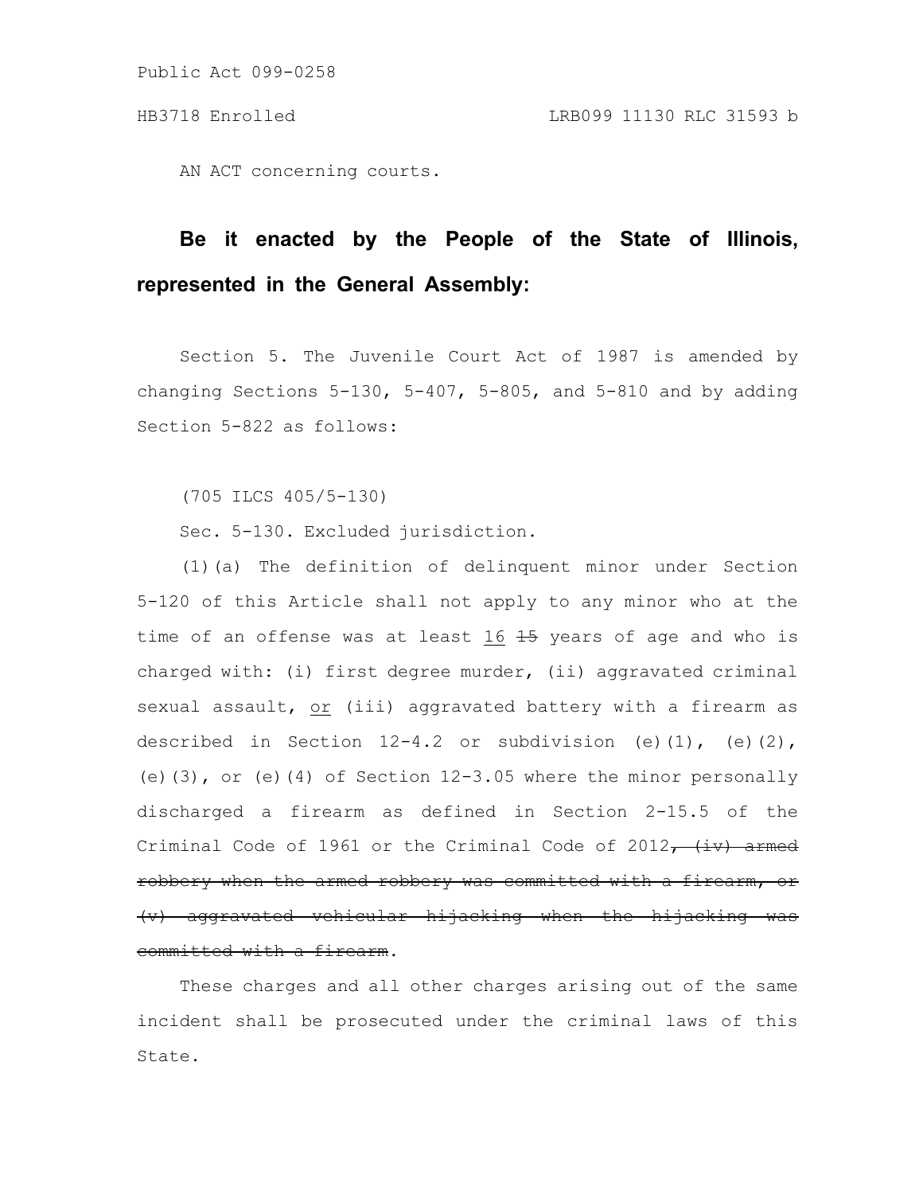AN ACT concerning courts.

**Be it enacted by the People of the State of Illinois, represented in the General Assembly:**

Section 5. The Juvenile Court Act of 1987 is amended by changing Sections 5-130, 5-407, 5-805, and 5-810 and by adding Section 5-822 as follows:

(705 ILCS 405/5-130)

Sec. 5-130. Excluded jurisdiction.

(1)(a) The definition of delinquent minor under Section 5-120 of this Article shall not apply to any minor who at the time of an offense was at least <u>16</u> ~~15~~ years of age and who is charged with: (i) first degree murder, (ii) aggravated criminal sexual assault, <u>or</u> (iii) aggravated battery with a firearm as described in Section 12-4.2 or subdivision (e)(1), (e)(2), (e)(3), or (e)(4) of Section 12-3.05 where the minor personally discharged a firearm as defined in Section 2-15.5 of the Criminal Code of 1961 or the Criminal Code of 2012~~, (iv) armed robbery when the armed robbery was committed with a firearm, or (v) aggravated vehicular hijacking when the hijacking was committed with a firearm~~.

These charges and all other charges arising out of the same incident shall be prosecuted under the criminal laws of this State.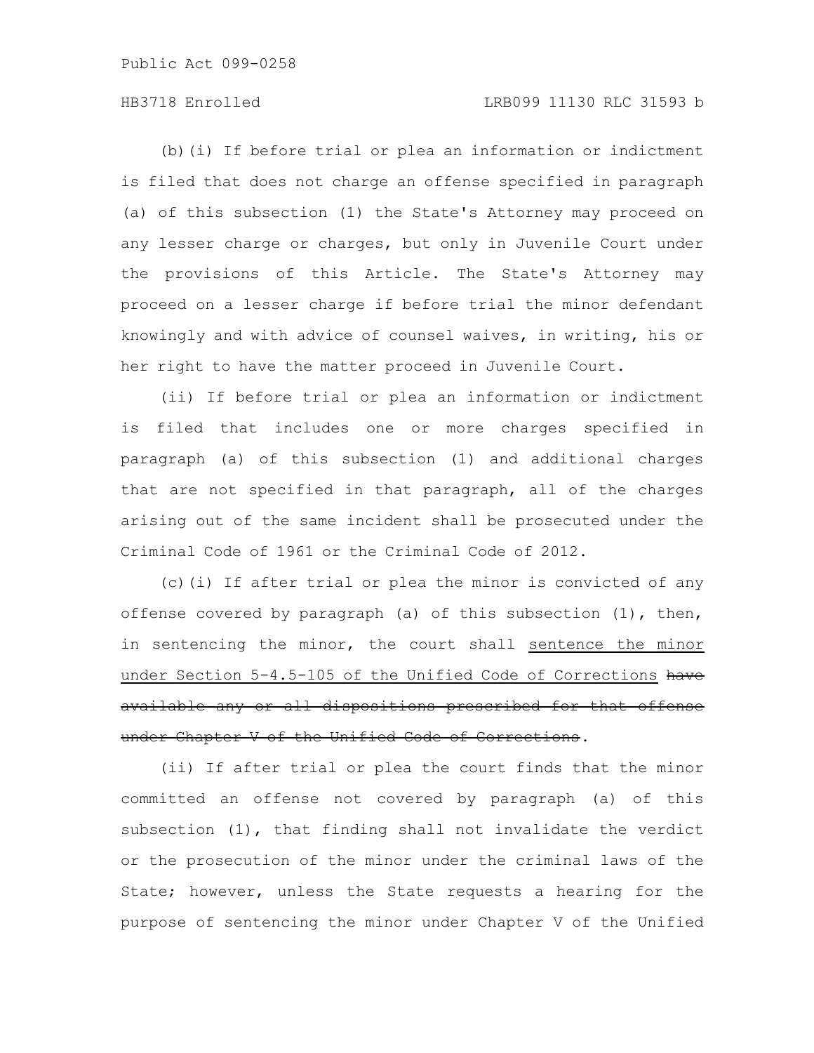(b)(i) If before trial or plea an information or indictment is filed that does not charge an offense specified in paragraph (a) of this subsection (1) the State's Attorney may proceed on any lesser charge or charges, but only in Juvenile Court under the provisions of this Article. The State's Attorney may proceed on a lesser charge if before trial the minor defendant knowingly and with advice of counsel waives, in writing, his or her right to have the matter proceed in Juvenile Court.

(ii) If before trial or plea an information or indictment is filed that includes one or more charges specified in paragraph (a) of this subsection (1) and additional charges that are not specified in that paragraph, all of the charges arising out of the same incident shall be prosecuted under the Criminal Code of 1961 or the Criminal Code of 2012.

(c)(i) If after trial or plea the minor is convicted of any offense covered by paragraph (a) of this subsection (1), then, in sentencing the minor, the court shall <u>sentence the minor under Section 5-4.5-105 of the Unified Code of Corrections</u> ~~have available any or all dispositions prescribed for that offense under Chapter V of the Unified Code of Corrections~~.

(ii) If after trial or plea the court finds that the minor committed an offense not covered by paragraph (a) of this subsection (1), that finding shall not invalidate the verdict or the prosecution of the minor under the criminal laws of the State; however, unless the State requests a hearing for the purpose of sentencing the minor under Chapter V of the Unified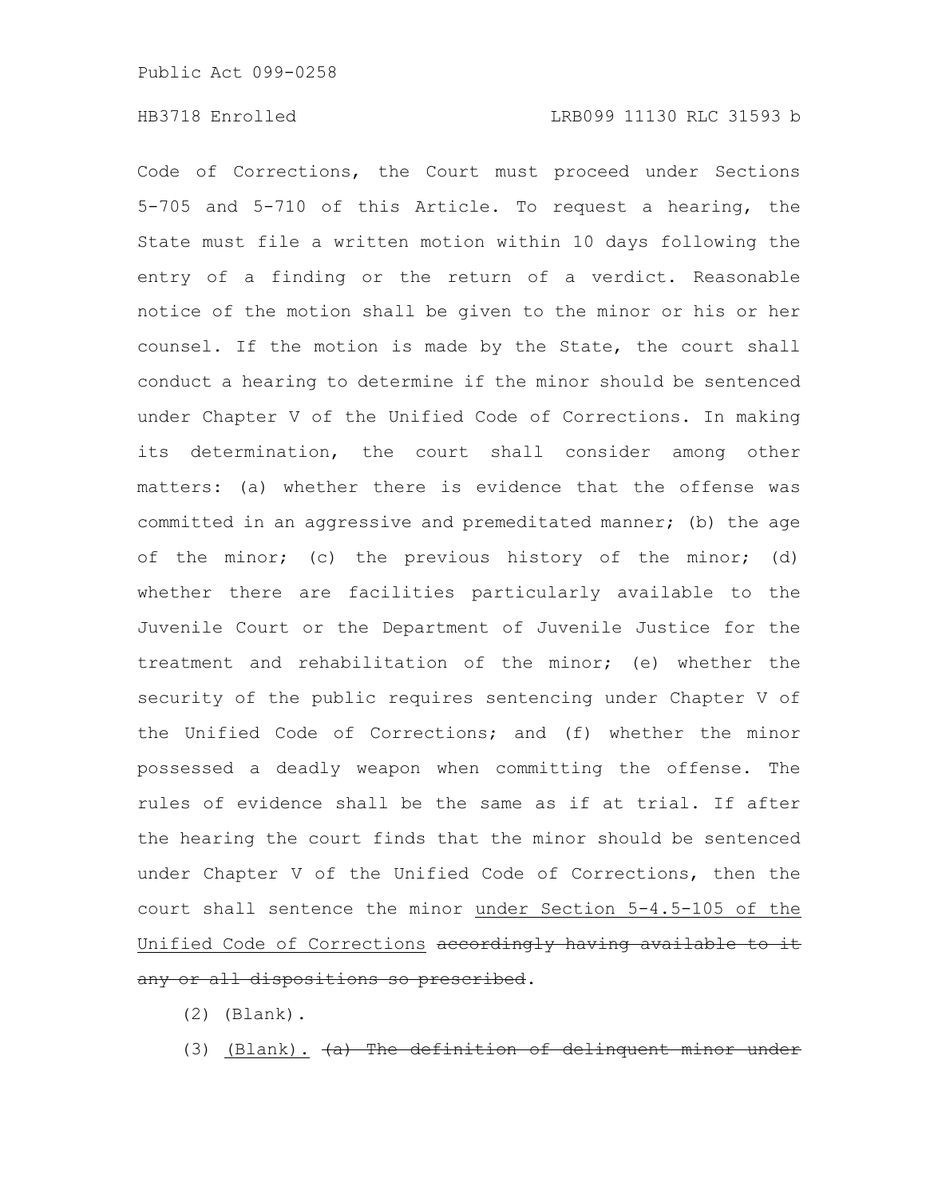Code of Corrections, the Court must proceed under Sections 5-705 and 5-710 of this Article. To request a hearing, the State must file a written motion within 10 days following the entry of a finding or the return of a verdict. Reasonable notice of the motion shall be given to the minor or his or her counsel. If the motion is made by the State, the court shall conduct a hearing to determine if the minor should be sentenced under Chapter V of the Unified Code of Corrections. In making its determination, the court shall consider among other matters: (a) whether there is evidence that the offense was committed in an aggressive and premeditated manner; (b) the age of the minor; (c) the previous history of the minor; (d) whether there are facilities particularly available to the Juvenile Court or the Department of Juvenile Justice for the treatment and rehabilitation of the minor; (e) whether the security of the public requires sentencing under Chapter V of the Unified Code of Corrections; and (f) whether the minor possessed a deadly weapon when committing the offense. The rules of evidence shall be the same as if at trial. If after the hearing the court finds that the minor should be sentenced under Chapter V of the Unified Code of Corrections, then the court shall sentence the minor <u>under Section 5-4.5-105 of the Unified Code of Corrections</u> ~~accordingly having available to it any or all dispositions so prescribed~~.

(2) (Blank).

(3) <u>(Blank).</u> ~~(a) The definition of delinquent minor under~~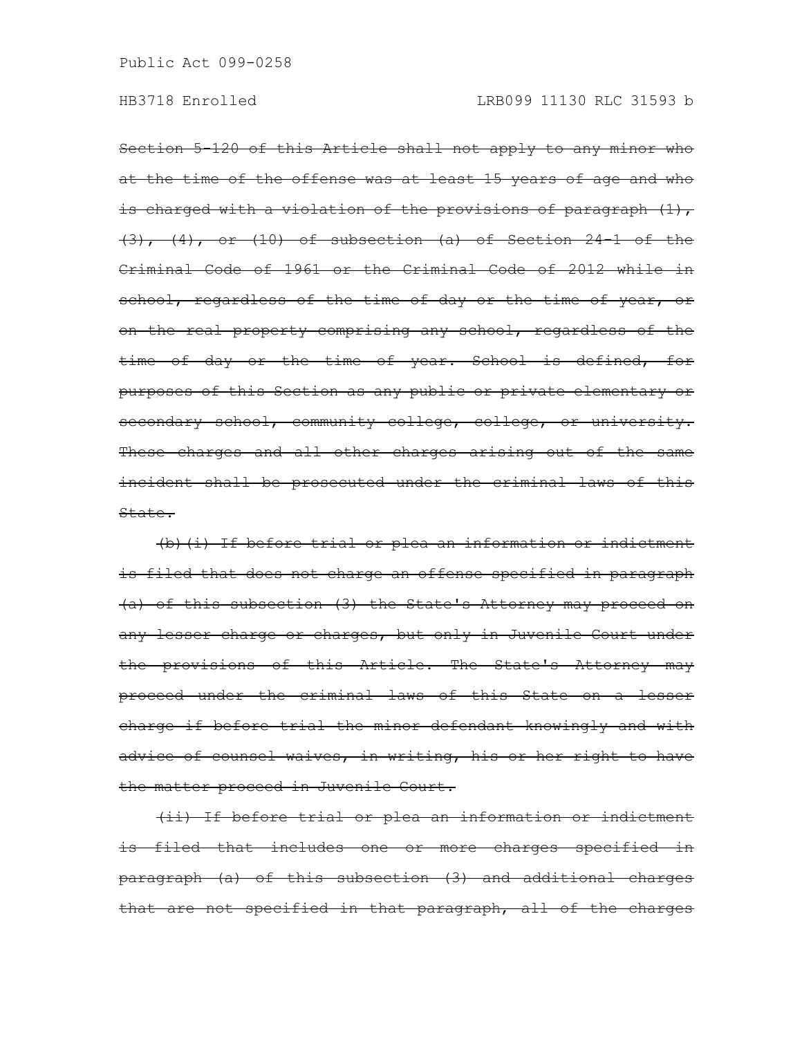~~Section 5-120 of this Article shall not apply to any minor who at the time of the offense was at least 15 years of age and who is charged with a violation of the provisions of paragraph (1), (3), (4), or (10) of subsection (a) of Section 24-1 of the Criminal Code of 1961 or the Criminal Code of 2012 while in school, regardless of the time of day or the time of year, or on the real property comprising any school, regardless of the time of day or the time of year. School is defined, for purposes of this Section as any public or private elementary or secondary school, community college, college, or university. These charges and all other charges arising out of the same incident shall be prosecuted under the criminal laws of this State.~~

~~(b)(i) If before trial or plea an information or indictment is filed that does not charge an offense specified in paragraph (a) of this subsection (3) the State's Attorney may proceed on any lesser charge or charges, but only in Juvenile Court under the provisions of this Article. The State's Attorney may proceed under the criminal laws of this State on a lesser charge if before trial the minor defendant knowingly and with advice of counsel waives, in writing, his or her right to have the matter proceed in Juvenile Court.~~

~~(ii) If before trial or plea an information or indictment is filed that includes one or more charges specified in paragraph (a) of this subsection (3) and additional charges that are not specified in that paragraph, all of the charges~~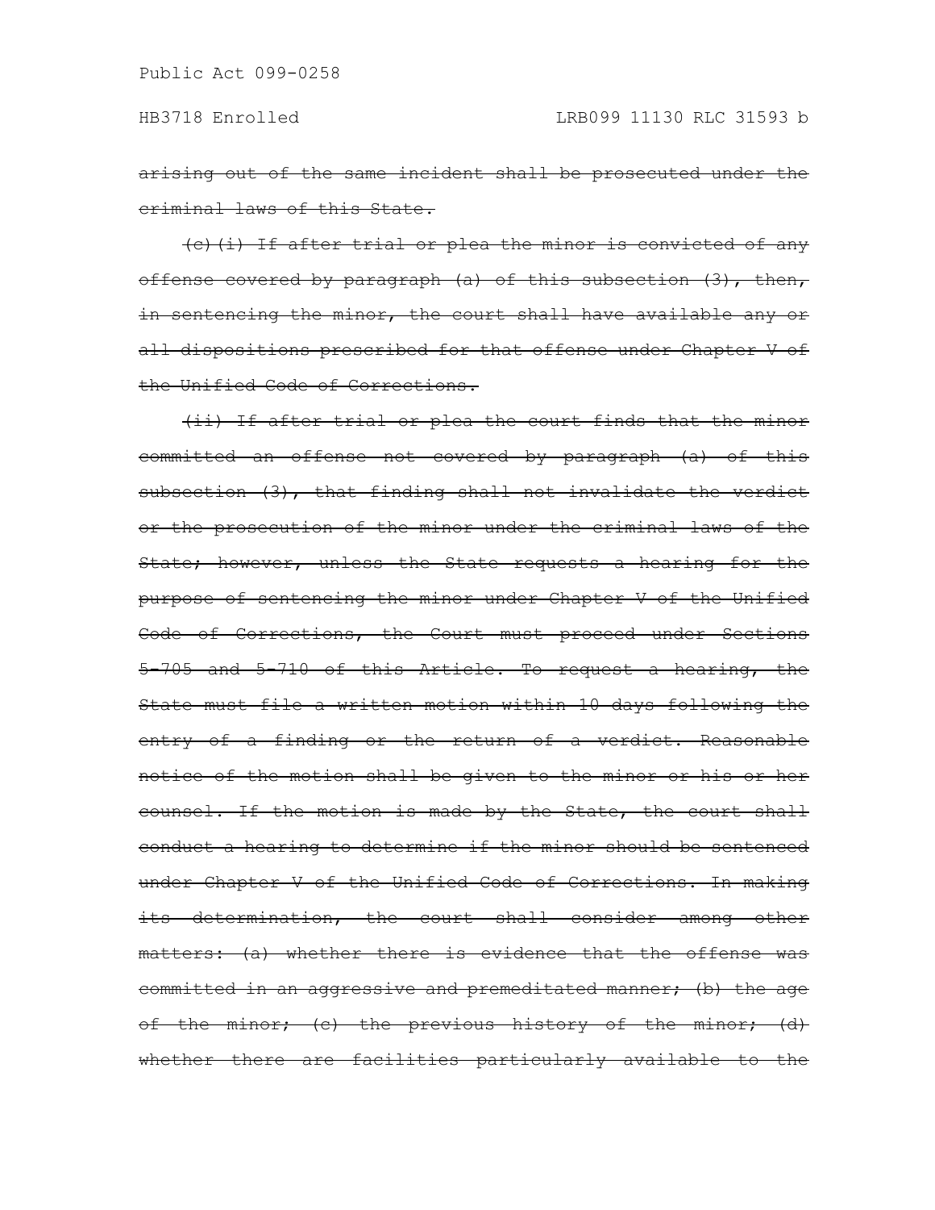~~arising out of the same incident shall be prosecuted under the criminal laws of this State.~~

~~(c)(i) If after trial or plea the minor is convicted of any offense covered by paragraph (a) of this subsection (3), then, in sentencing the minor, the court shall have available any or all dispositions prescribed for that offense under Chapter V of the Unified Code of Corrections.~~

~~(ii) If after trial or plea the court finds that the minor committed an offense not covered by paragraph (a) of this subsection (3), that finding shall not invalidate the verdict or the prosecution of the minor under the criminal laws of the State; however, unless the State requests a hearing for the purpose of sentencing the minor under Chapter V of the Unified Code of Corrections, the Court must proceed under Sections 5-705 and 5-710 of this Article. To request a hearing, the State must file a written motion within 10 days following the entry of a finding or the return of a verdict. Reasonable notice of the motion shall be given to the minor or his or her counsel. If the motion is made by the State, the court shall conduct a hearing to determine if the minor should be sentenced under Chapter V of the Unified Code of Corrections. In making its determination, the court shall consider among other matters: (a) whether there is evidence that the offense was committed in an aggressive and premeditated manner; (b) the age of the minor; (c) the previous history of the minor; (d) whether there are facilities particularly available to the~~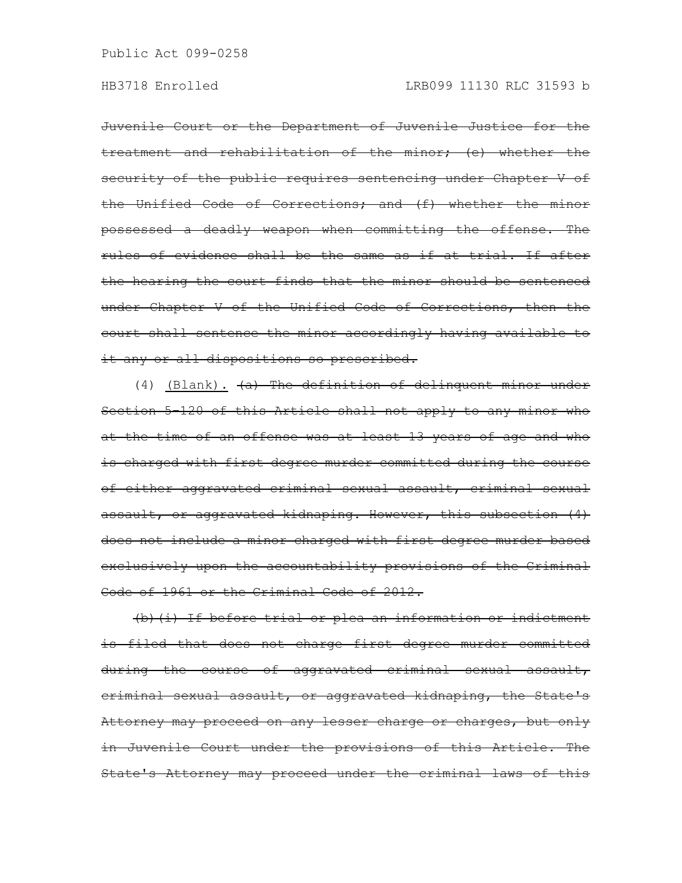~~Juvenile Court or the Department of Juvenile Justice for the treatment and rehabilitation of the minor; (e) whether the security of the public requires sentencing under Chapter V of the Unified Code of Corrections; and (f) whether the minor possessed a deadly weapon when committing the offense. The rules of evidence shall be the same as if at trial. If after the hearing the court finds that the minor should be sentenced under Chapter V of the Unified Code of Corrections, then the court shall sentence the minor accordingly having available to it any or all dispositions so prescribed.~~

(4) <u>(Blank).</u> ~~(a) The definition of delinquent minor under Section 5-120 of this Article shall not apply to any minor who at the time of an offense was at least 13 years of age and who is charged with first degree murder committed during the course of either aggravated criminal sexual assault, criminal sexual assault, or aggravated kidnaping. However, this subsection (4) does not include a minor charged with first degree murder based exclusively upon the accountability provisions of the Criminal Code of 1961 or the Criminal Code of 2012.~~

~~(b)(i) If before trial or plea an information or indictment is filed that does not charge first degree murder committed during the course of aggravated criminal sexual assault, criminal sexual assault, or aggravated kidnaping, the State's Attorney may proceed on any lesser charge or charges, but only in Juvenile Court under the provisions of this Article. The State's Attorney may proceed under the criminal laws of this~~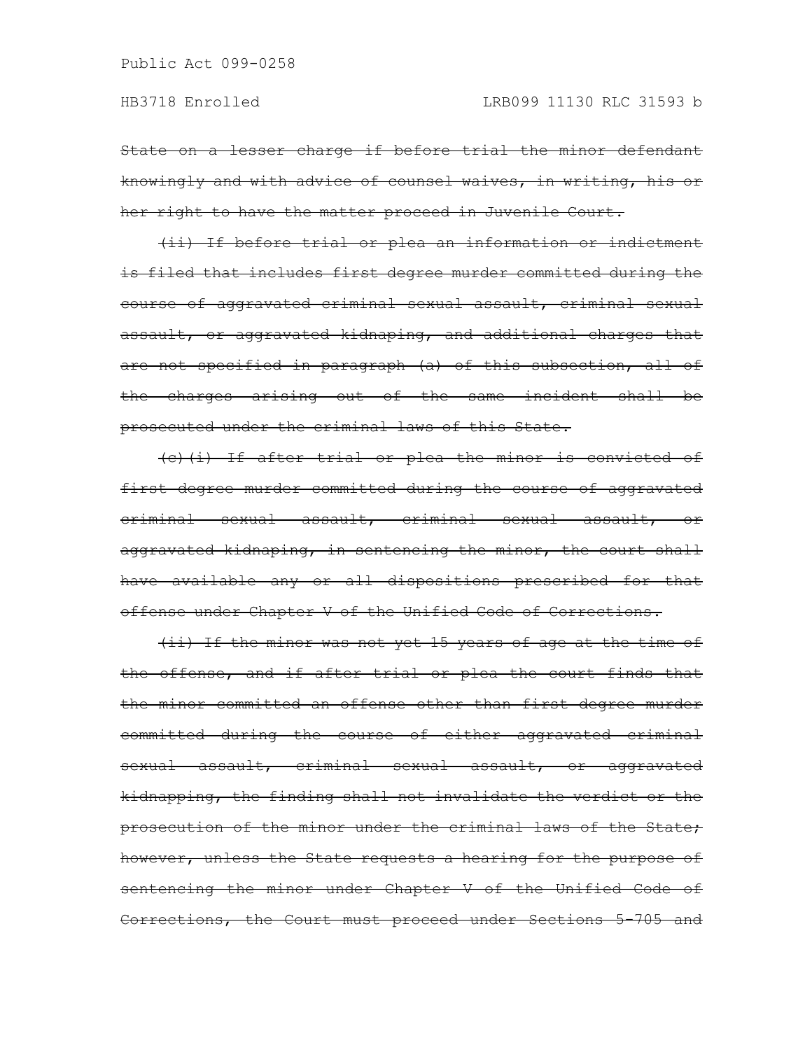~~State on a lesser charge if before trial the minor defendant knowingly and with advice of counsel waives, in writing, his or her right to have the matter proceed in Juvenile Court.~~

~~(ii) If before trial or plea an information or indictment is filed that includes first degree murder committed during the course of aggravated criminal sexual assault, criminal sexual assault, or aggravated kidnaping, and additional charges that are not specified in paragraph (a) of this subsection, all of the charges arising out of the same incident shall be prosecuted under the criminal laws of this State.~~

~~(c)(i) If after trial or plea the minor is convicted of first degree murder committed during the course of aggravated criminal sexual assault, criminal sexual assault, or aggravated kidnaping, in sentencing the minor, the court shall have available any or all dispositions prescribed for that offense under Chapter V of the Unified Code of Corrections.~~

~~(ii) If the minor was not yet 15 years of age at the time of the offense, and if after trial or plea the court finds that the minor committed an offense other than first degree murder committed during the course of either aggravated criminal sexual assault, criminal sexual assault, or aggravated kidnapping, the finding shall not invalidate the verdict or the prosecution of the minor under the criminal laws of the State; however, unless the State requests a hearing for the purpose of sentencing the minor under Chapter V of the Unified Code of Corrections, the Court must proceed under Sections 5-705 and~~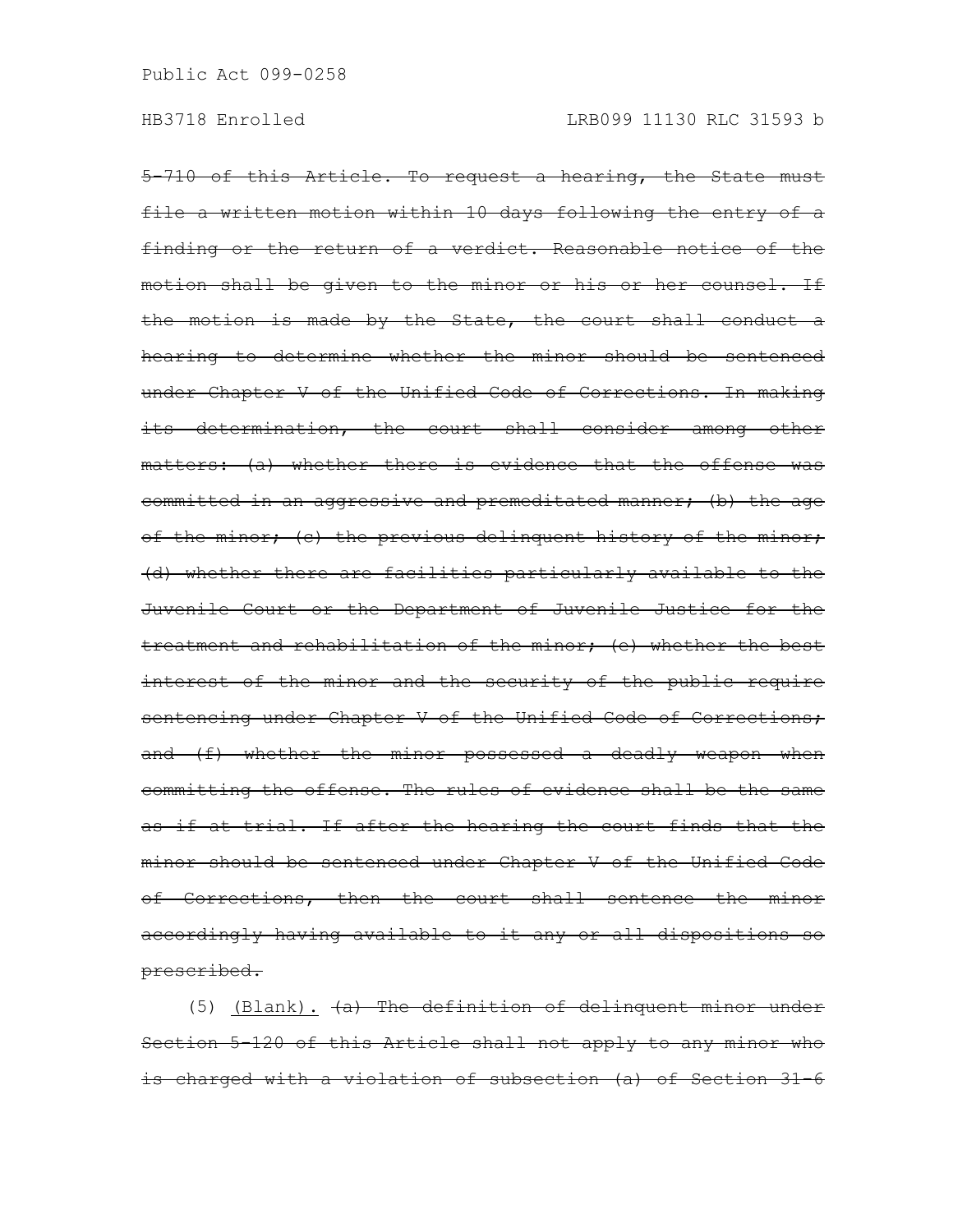~~5-710 of this Article. To request a hearing, the State must file a written motion within 10 days following the entry of a finding or the return of a verdict. Reasonable notice of the motion shall be given to the minor or his or her counsel. If the motion is made by the State, the court shall conduct a hearing to determine whether the minor should be sentenced under Chapter V of the Unified Code of Corrections. In making its determination, the court shall consider among other matters: (a) whether there is evidence that the offense was committed in an aggressive and premeditated manner; (b) the age of the minor; (c) the previous delinquent history of the minor; (d) whether there are facilities particularly available to the Juvenile Court or the Department of Juvenile Justice for the treatment and rehabilitation of the minor; (e) whether the best interest of the minor and the security of the public require sentencing under Chapter V of the Unified Code of Corrections; and (f) whether the minor possessed a deadly weapon when committing the offense. The rules of evidence shall be the same as if at trial. If after the hearing the court finds that the minor should be sentenced under Chapter V of the Unified Code of Corrections, then the court shall sentence the minor accordingly having available to it any or all dispositions so prescribed.~~

(5) <u>(Blank).</u> ~~(a) The definition of delinquent minor under Section 5-120 of this Article shall not apply to any minor who is charged with a violation of subsection (a) of Section 31-6~~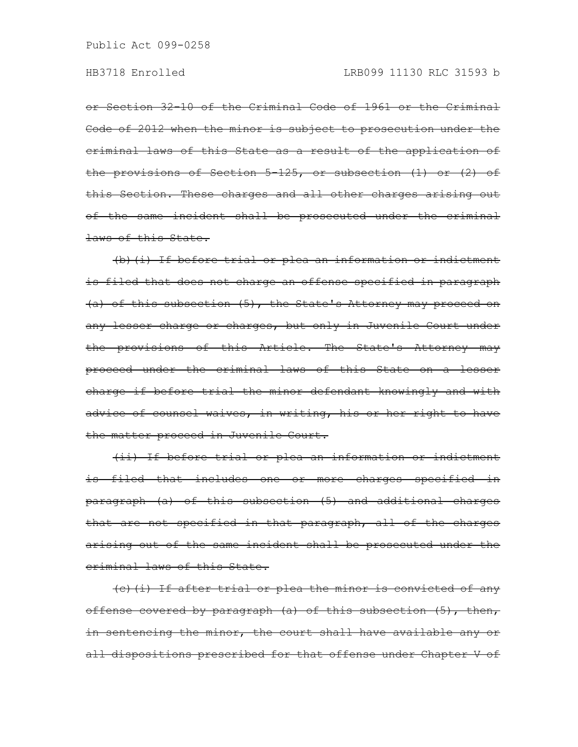~~or Section 32-10 of the Criminal Code of 1961 or the Criminal Code of 2012 when the minor is subject to prosecution under the criminal laws of this State as a result of the application of the provisions of Section 5-125, or subsection (1) or (2) of this Section. These charges and all other charges arising out of the same incident shall be prosecuted under the criminal laws of this State.~~

~~(b)(i) If before trial or plea an information or indictment is filed that does not charge an offense specified in paragraph (a) of this subsection (5), the State's Attorney may proceed on any lesser charge or charges, but only in Juvenile Court under the provisions of this Article. The State's Attorney may proceed under the criminal laws of this State on a lesser charge if before trial the minor defendant knowingly and with advice of counsel waives, in writing, his or her right to have the matter proceed in Juvenile Court.~~

~~(ii) If before trial or plea an information or indictment is filed that includes one or more charges specified in paragraph (a) of this subsection (5) and additional charges that are not specified in that paragraph, all of the charges arising out of the same incident shall be prosecuted under the criminal laws of this State.~~

~~(c)(i) If after trial or plea the minor is convicted of any offense covered by paragraph (a) of this subsection (5), then, in sentencing the minor, the court shall have available any or all dispositions prescribed for that offense under Chapter V of~~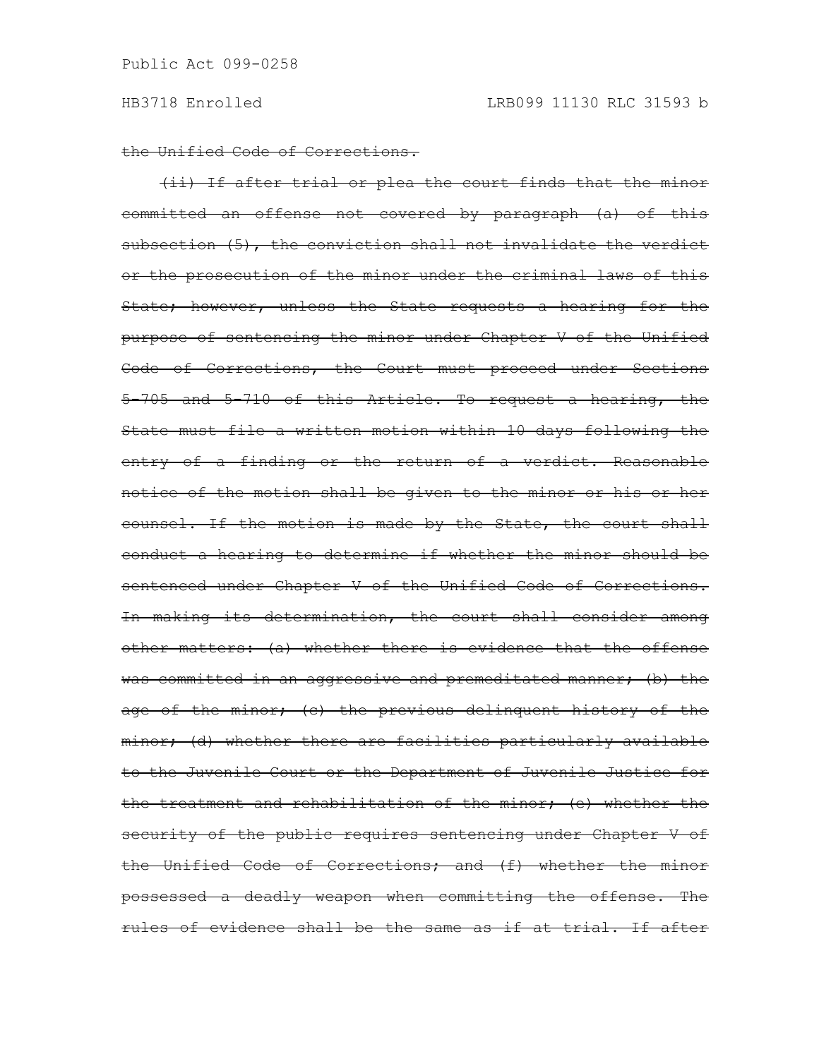~~the Unified Code of Corrections.~~

~~(ii) If after trial or plea the court finds that the minor committed an offense not covered by paragraph (a) of this subsection (5), the conviction shall not invalidate the verdict or the prosecution of the minor under the criminal laws of this State; however, unless the State requests a hearing for the purpose of sentencing the minor under Chapter V of the Unified Code of Corrections, the Court must proceed under Sections 5-705 and 5-710 of this Article. To request a hearing, the State must file a written motion within 10 days following the entry of a finding or the return of a verdict. Reasonable notice of the motion shall be given to the minor or his or her counsel. If the motion is made by the State, the court shall conduct a hearing to determine if whether the minor should be sentenced under Chapter V of the Unified Code of Corrections. In making its determination, the court shall consider among other matters: (a) whether there is evidence that the offense was committed in an aggressive and premeditated manner; (b) the age of the minor; (c) the previous delinquent history of the minor; (d) whether there are facilities particularly available to the Juvenile Court or the Department of Juvenile Justice for the treatment and rehabilitation of the minor; (e) whether the security of the public requires sentencing under Chapter V of the Unified Code of Corrections; and (f) whether the minor possessed a deadly weapon when committing the offense. The rules of evidence shall be the same as if at trial. If after~~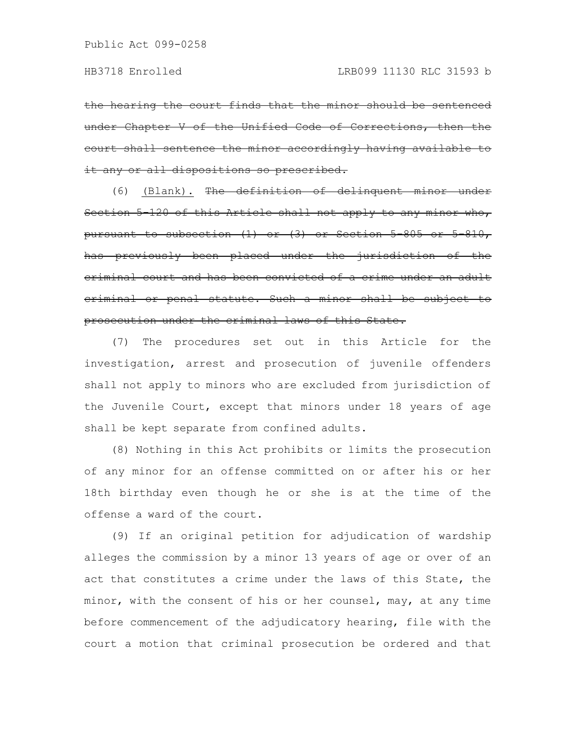~~the hearing the court finds that the minor should be sentenced under Chapter V of the Unified Code of Corrections, then the court shall sentence the minor accordingly having available to it any or all dispositions so prescribed.~~

(6) <u>(Blank).</u> ~~The definition of delinquent minor under Section 5-120 of this Article shall not apply to any minor who, pursuant to subsection (1) or (3) or Section 5-805 or 5-810, has previously been placed under the jurisdiction of the criminal court and has been convicted of a crime under an adult criminal or penal statute. Such a minor shall be subject to prosecution under the criminal laws of this State.~~

(7) The procedures set out in this Article for the investigation, arrest and prosecution of juvenile offenders shall not apply to minors who are excluded from jurisdiction of the Juvenile Court, except that minors under 18 years of age shall be kept separate from confined adults.

(8) Nothing in this Act prohibits or limits the prosecution of any minor for an offense committed on or after his or her 18th birthday even though he or she is at the time of the offense a ward of the court.

(9) If an original petition for adjudication of wardship alleges the commission by a minor 13 years of age or over of an act that constitutes a crime under the laws of this State, the minor, with the consent of his or her counsel, may, at any time before commencement of the adjudicatory hearing, file with the court a motion that criminal prosecution be ordered and that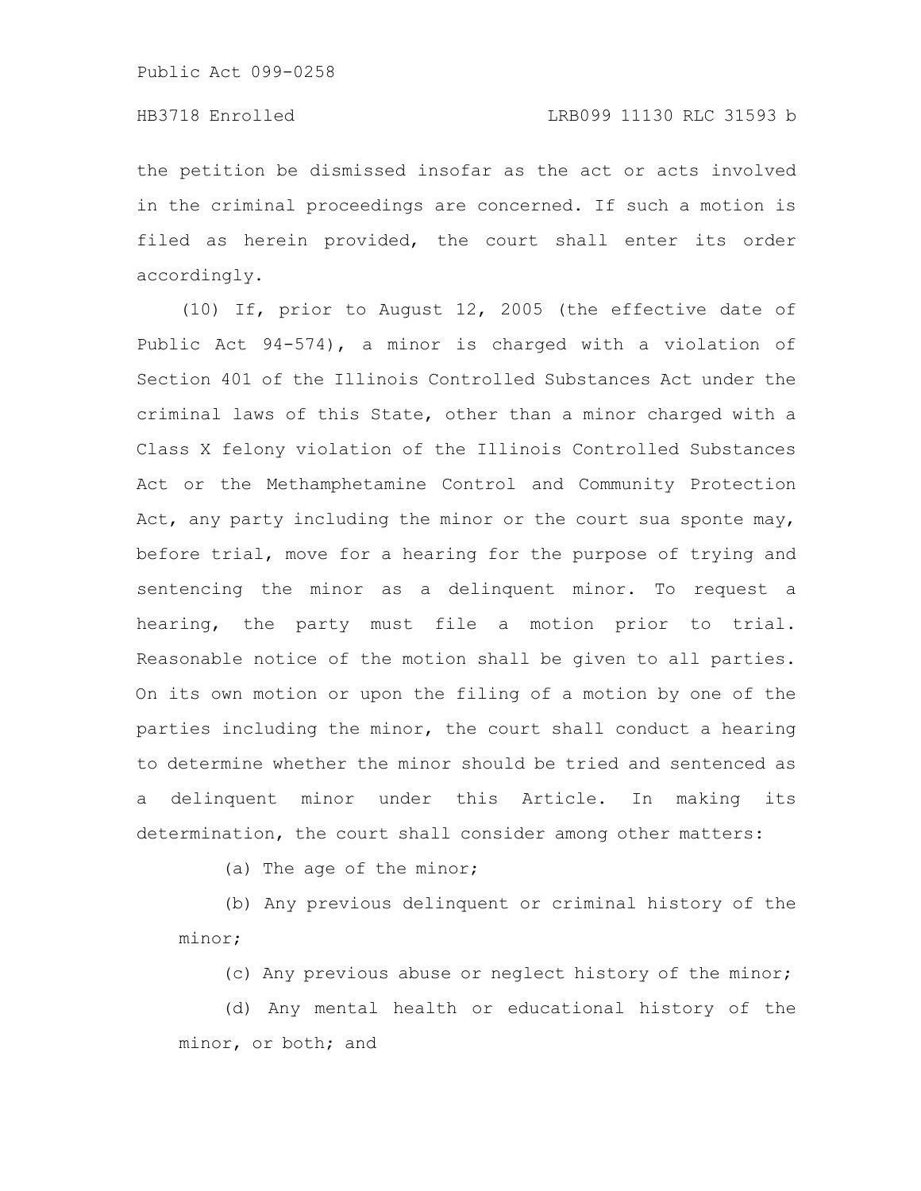the petition be dismissed insofar as the act or acts involved in the criminal proceedings are concerned. If such a motion is filed as herein provided, the court shall enter its order accordingly.

(10) If, prior to August 12, 2005 (the effective date of Public Act 94-574), a minor is charged with a violation of Section 401 of the Illinois Controlled Substances Act under the criminal laws of this State, other than a minor charged with a Class X felony violation of the Illinois Controlled Substances Act or the Methamphetamine Control and Community Protection Act, any party including the minor or the court sua sponte may, before trial, move for a hearing for the purpose of trying and sentencing the minor as a delinquent minor. To request a hearing, the party must file a motion prior to trial. Reasonable notice of the motion shall be given to all parties. On its own motion or upon the filing of a motion by one of the parties including the minor, the court shall conduct a hearing to determine whether the minor should be tried and sentenced as a delinquent minor under this Article. In making its determination, the court shall consider among other matters:

(a) The age of the minor;

(b) Any previous delinquent or criminal history of the minor;

(c) Any previous abuse or neglect history of the minor;

(d) Any mental health or educational history of the minor, or both; and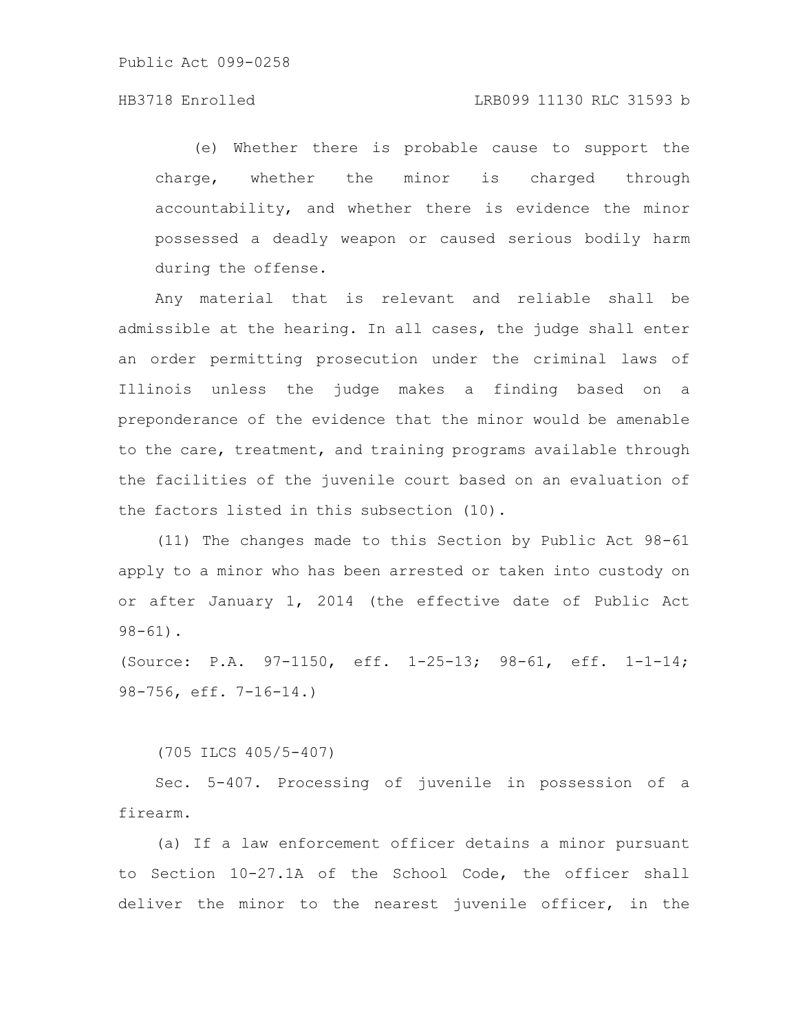(e) Whether there is probable cause to support the charge, whether the minor is charged through accountability, and whether there is evidence the minor possessed a deadly weapon or caused serious bodily harm during the offense.

Any material that is relevant and reliable shall be admissible at the hearing. In all cases, the judge shall enter an order permitting prosecution under the criminal laws of Illinois unless the judge makes a finding based on a preponderance of the evidence that the minor would be amenable to the care, treatment, and training programs available through the facilities of the juvenile court based on an evaluation of the factors listed in this subsection (10).

(11) The changes made to this Section by Public Act 98-61 apply to a minor who has been arrested or taken into custody on or after January 1, 2014 (the effective date of Public Act 98-61).

(Source: P.A. 97-1150, eff. 1-25-13; 98-61, eff. 1-1-14; 98-756, eff. 7-16-14.)

(705 ILCS 405/5-407)

Sec. 5-407. Processing of juvenile in possession of a firearm.

(a) If a law enforcement officer detains a minor pursuant to Section 10-27.1A of the School Code, the officer shall deliver the minor to the nearest juvenile officer, in the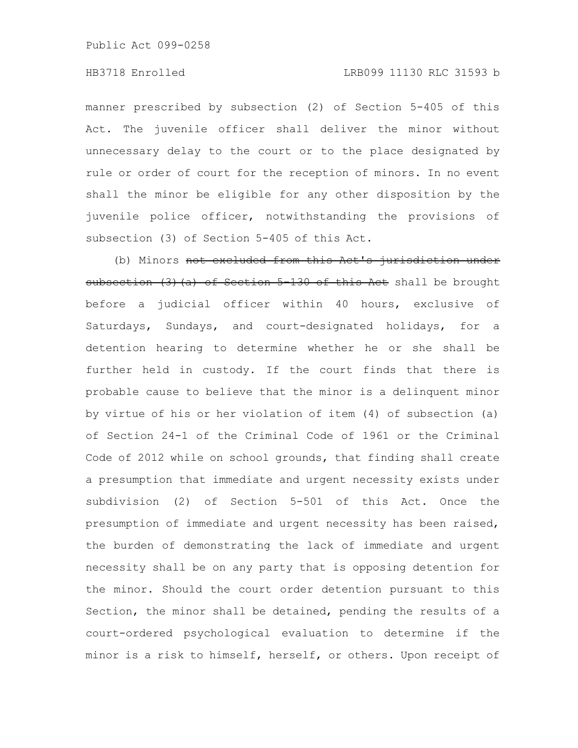manner prescribed by subsection (2) of Section 5-405 of this Act. The juvenile officer shall deliver the minor without unnecessary delay to the court or to the place designated by rule or order of court for the reception of minors. In no event shall the minor be eligible for any other disposition by the juvenile police officer, notwithstanding the provisions of subsection (3) of Section 5-405 of this Act.

(b) Minors ~~not excluded from this Act's jurisdiction under subsection (3)(a) of Section 5-130 of this Act~~ shall be brought before a judicial officer within 40 hours, exclusive of Saturdays, Sundays, and court-designated holidays, for a detention hearing to determine whether he or she shall be further held in custody. If the court finds that there is probable cause to believe that the minor is a delinquent minor by virtue of his or her violation of item (4) of subsection (a) of Section 24-1 of the Criminal Code of 1961 or the Criminal Code of 2012 while on school grounds, that finding shall create a presumption that immediate and urgent necessity exists under subdivision (2) of Section 5-501 of this Act. Once the presumption of immediate and urgent necessity has been raised, the burden of demonstrating the lack of immediate and urgent necessity shall be on any party that is opposing detention for the minor. Should the court order detention pursuant to this Section, the minor shall be detained, pending the results of a court-ordered psychological evaluation to determine if the minor is a risk to himself, herself, or others. Upon receipt of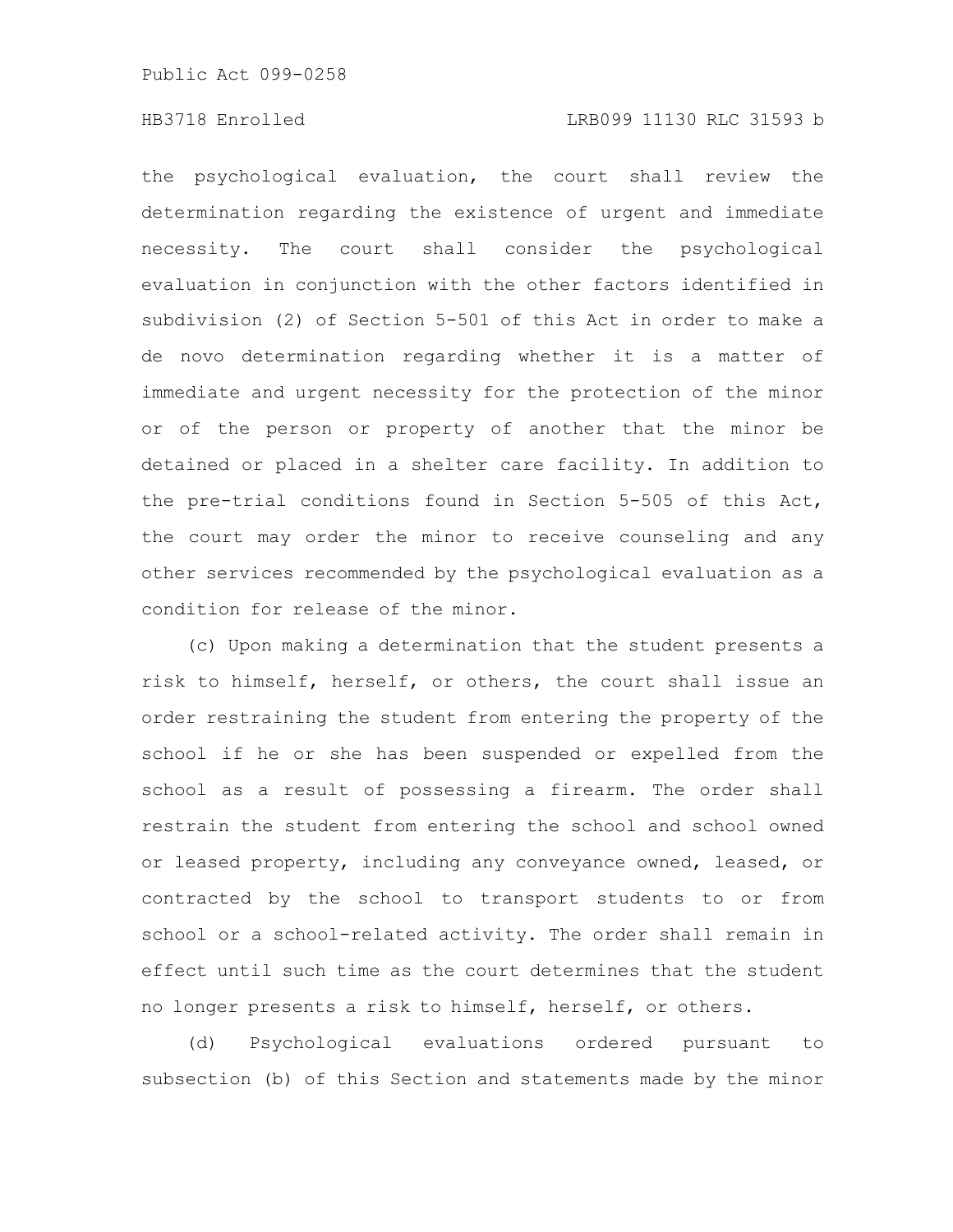the psychological evaluation, the court shall review the determination regarding the existence of urgent and immediate necessity. The court shall consider the psychological evaluation in conjunction with the other factors identified in subdivision (2) of Section 5-501 of this Act in order to make a de novo determination regarding whether it is a matter of immediate and urgent necessity for the protection of the minor or of the person or property of another that the minor be detained or placed in a shelter care facility. In addition to the pre-trial conditions found in Section 5-505 of this Act, the court may order the minor to receive counseling and any other services recommended by the psychological evaluation as a condition for release of the minor.

(c) Upon making a determination that the student presents a risk to himself, herself, or others, the court shall issue an order restraining the student from entering the property of the school if he or she has been suspended or expelled from the school as a result of possessing a firearm. The order shall restrain the student from entering the school and school owned or leased property, including any conveyance owned, leased, or contracted by the school to transport students to or from school or a school-related activity. The order shall remain in effect until such time as the court determines that the student no longer presents a risk to himself, herself, or others.

(d) Psychological evaluations ordered pursuant to subsection (b) of this Section and statements made by the minor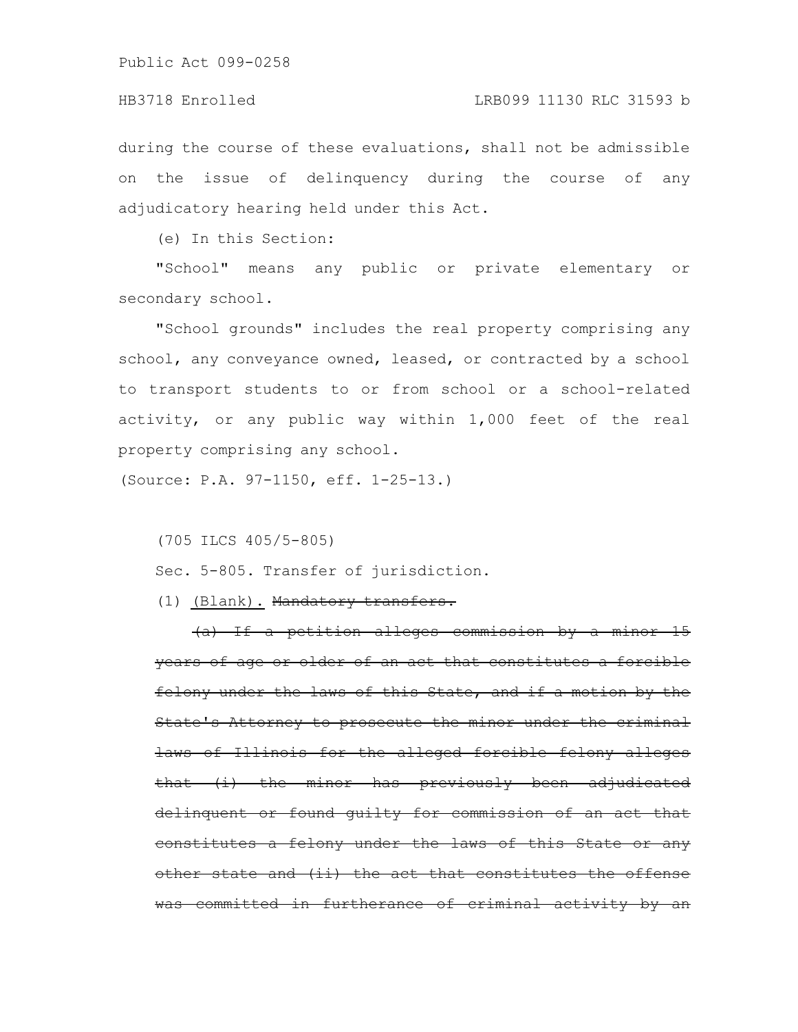during the course of these evaluations, shall not be admissible on the issue of delinquency during the course of any adjudicatory hearing held under this Act.

(e) In this Section:

"School" means any public or private elementary or secondary school.

"School grounds" includes the real property comprising any school, any conveyance owned, leased, or contracted by a school to transport students to or from school or a school-related activity, or any public way within 1,000 feet of the real property comprising any school.

(Source: P.A. 97-1150, eff. 1-25-13.)

(705 ILCS 405/5-805)

Sec. 5-805. Transfer of jurisdiction.

(1) <u>(Blank).</u> ~~Mandatory transfers.~~

~~(a) If a petition alleges commission by a minor 15 years of age or older of an act that constitutes a forcible felony under the laws of this State, and if a motion by the State's Attorney to prosecute the minor under the criminal laws of Illinois for the alleged forcible felony alleges that (i) the minor has previously been adjudicated delinquent or found guilty for commission of an act that constitutes a felony under the laws of this State or any other state and (ii) the act that constitutes the offense was committed in furtherance of criminal activity by an~~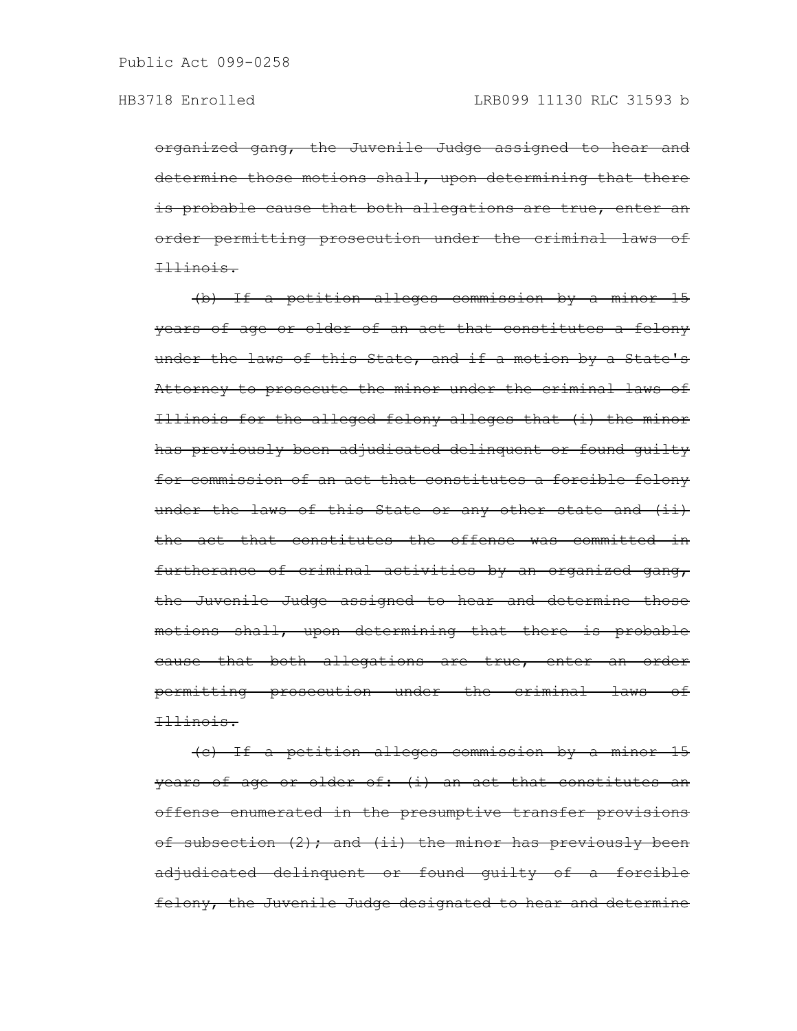~~organized gang, the Juvenile Judge assigned to hear and determine those motions shall, upon determining that there is probable cause that both allegations are true, enter an order permitting prosecution under the criminal laws of Illinois.~~

~~(b) If a petition alleges commission by a minor 15 years of age or older of an act that constitutes a felony under the laws of this State, and if a motion by a State's Attorney to prosecute the minor under the criminal laws of Illinois for the alleged felony alleges that (i) the minor has previously been adjudicated delinquent or found guilty for commission of an act that constitutes a forcible felony under the laws of this State or any other state and (ii) the act that constitutes the offense was committed in furtherance of criminal activities by an organized gang, the Juvenile Judge assigned to hear and determine those motions shall, upon determining that there is probable cause that both allegations are true, enter an order permitting prosecution under the criminal laws of Illinois.~~

~~(c) If a petition alleges commission by a minor 15 years of age or older of: (i) an act that constitutes an offense enumerated in the presumptive transfer provisions of subsection (2); and (ii) the minor has previously been adjudicated delinquent or found guilty of a forcible felony, the Juvenile Judge designated to hear and determine~~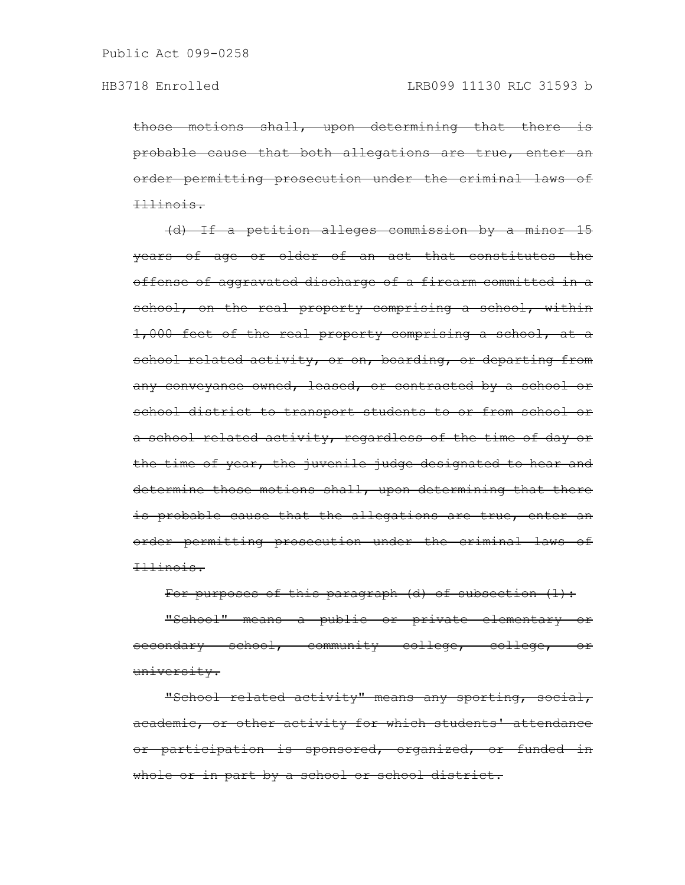~~those motions shall, upon determining that there is probable cause that both allegations are true, enter an order permitting prosecution under the criminal laws of Illinois.~~

~~(d) If a petition alleges commission by a minor 15 years of age or older of an act that constitutes the offense of aggravated discharge of a firearm committed in a school, on the real property comprising a school, within 1,000 feet of the real property comprising a school, at a school related activity, or on, boarding, or departing from any conveyance owned, leased, or contracted by a school or school district to transport students to or from school or a school related activity, regardless of the time of day or the time of year, the juvenile judge designated to hear and determine those motions shall, upon determining that there is probable cause that the allegations are true, enter an order permitting prosecution under the criminal laws of Illinois.~~

~~For purposes of this paragraph (d) of subsection (1):~~

~~"School" means a public or private elementary or secondary school, community college, college, or university.~~

~~"School related activity" means any sporting, social, academic, or other activity for which students' attendance or participation is sponsored, organized, or funded in whole or in part by a school or school district.~~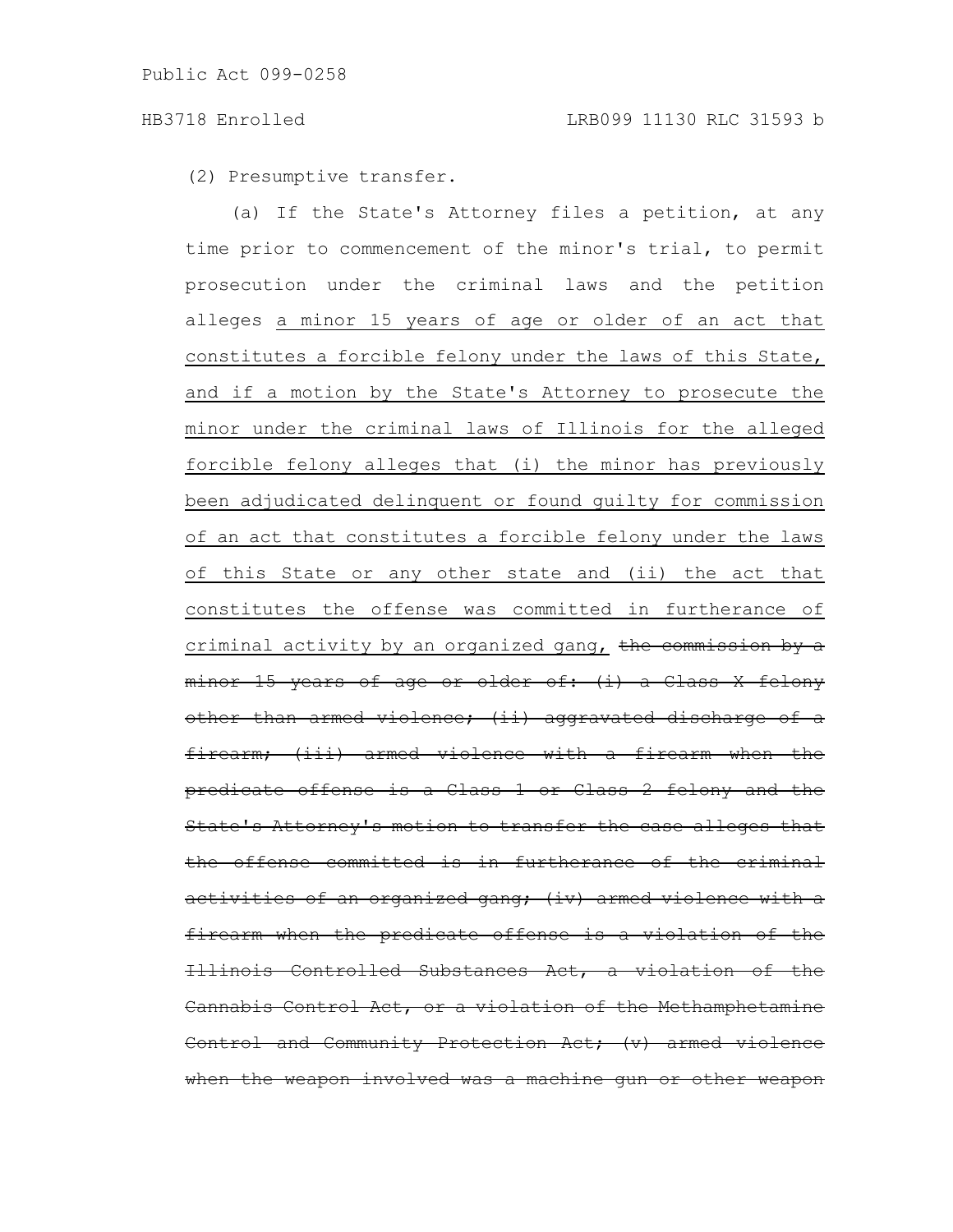(2) Presumptive transfer.

(a) If the State's Attorney files a petition, at any time prior to commencement of the minor's trial, to permit prosecution under the criminal laws and the petition alleges <u>a minor 15 years of age or older of an act that constitutes a forcible felony under the laws of this State, and if a motion by the State's Attorney to prosecute the minor under the criminal laws of Illinois for the alleged forcible felony alleges that (i) the minor has previously been adjudicated delinquent or found guilty for commission of an act that constitutes a forcible felony under the laws of this State or any other state and (ii) the act that constitutes the offense was committed in furtherance of criminal activity by an organized gang,</u> ~~the commission by a minor 15 years of age or older of: (i) a Class X felony other than armed violence; (ii) aggravated discharge of a firearm; (iii) armed violence with a firearm when the predicate offense is a Class 1 or Class 2 felony and the State's Attorney's motion to transfer the case alleges that the offense committed is in furtherance of the criminal activities of an organized gang; (iv) armed violence with a firearm when the predicate offense is a violation of the Illinois Controlled Substances Act, a violation of the Cannabis Control Act, or a violation of the Methamphetamine Control and Community Protection Act; (v) armed violence when the weapon involved was a machine gun or other weapon~~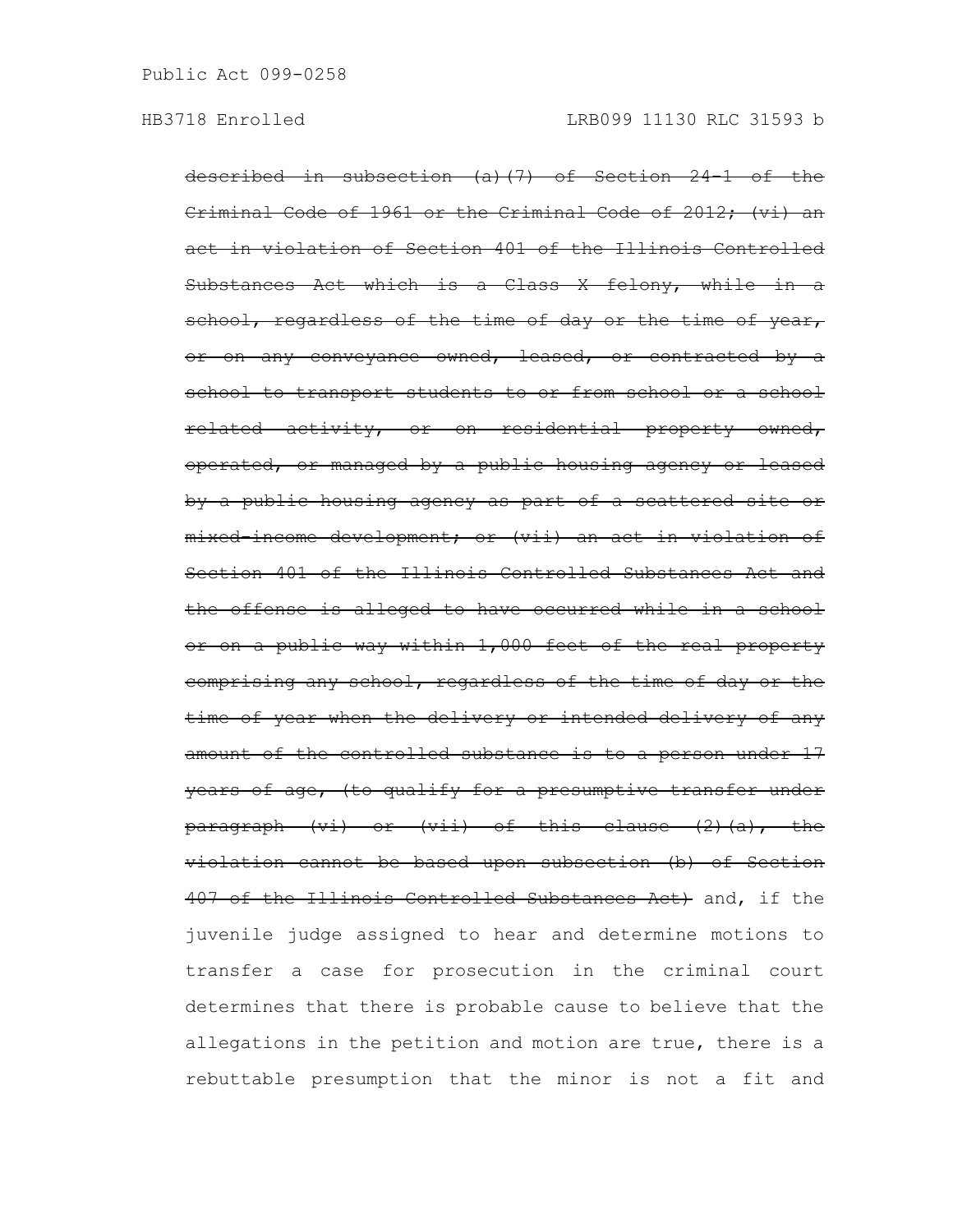~~described in subsection (a)(7) of Section 24-1 of the Criminal Code of 1961 or the Criminal Code of 2012; (vi) an act in violation of Section 401 of the Illinois Controlled Substances Act which is a Class X felony, while in a school, regardless of the time of day or the time of year, or on any conveyance owned, leased, or contracted by a school to transport students to or from school or a school related activity, or on residential property owned, operated, or managed by a public housing agency or leased by a public housing agency as part of a scattered site or mixed-income development; or (vii) an act in violation of Section 401 of the Illinois Controlled Substances Act and the offense is alleged to have occurred while in a school or on a public way within 1,000 feet of the real property comprising any school, regardless of the time of day or the time of year when the delivery or intended delivery of any amount of the controlled substance is to a person under 17 years of age, (to qualify for a presumptive transfer under paragraph (vi) or (vii) of this clause (2)(a), the violation cannot be based upon subsection (b) of Section 407 of the Illinois Controlled Substances Act)~~ and, if the juvenile judge assigned to hear and determine motions to transfer a case for prosecution in the criminal court determines that there is probable cause to believe that the allegations in the petition and motion are true, there is a rebuttable presumption that the minor is not a fit and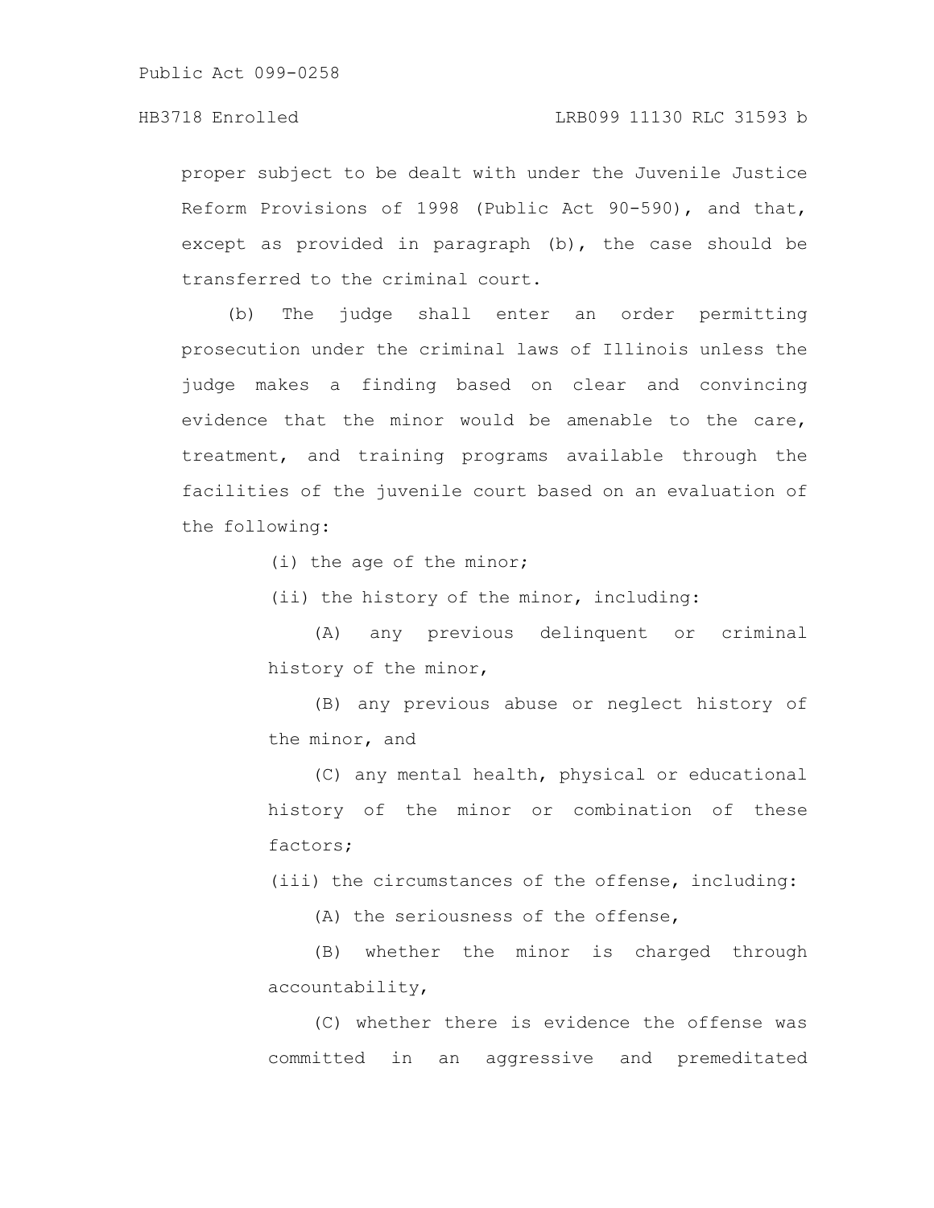proper subject to be dealt with under the Juvenile Justice Reform Provisions of 1998 (Public Act 90-590), and that, except as provided in paragraph (b), the case should be transferred to the criminal court.

(b) The judge shall enter an order permitting prosecution under the criminal laws of Illinois unless the judge makes a finding based on clear and convincing evidence that the minor would be amenable to the care, treatment, and training programs available through the facilities of the juvenile court based on an evaluation of the following:

(i) the age of the minor;

(ii) the history of the minor, including:

(A) any previous delinquent or criminal history of the minor,

(B) any previous abuse or neglect history of the minor, and

(C) any mental health, physical or educational history of the minor or combination of these factors;

(iii) the circumstances of the offense, including:

(A) the seriousness of the offense,

(B) whether the minor is charged through accountability,

(C) whether there is evidence the offense was committed in an aggressive and premeditated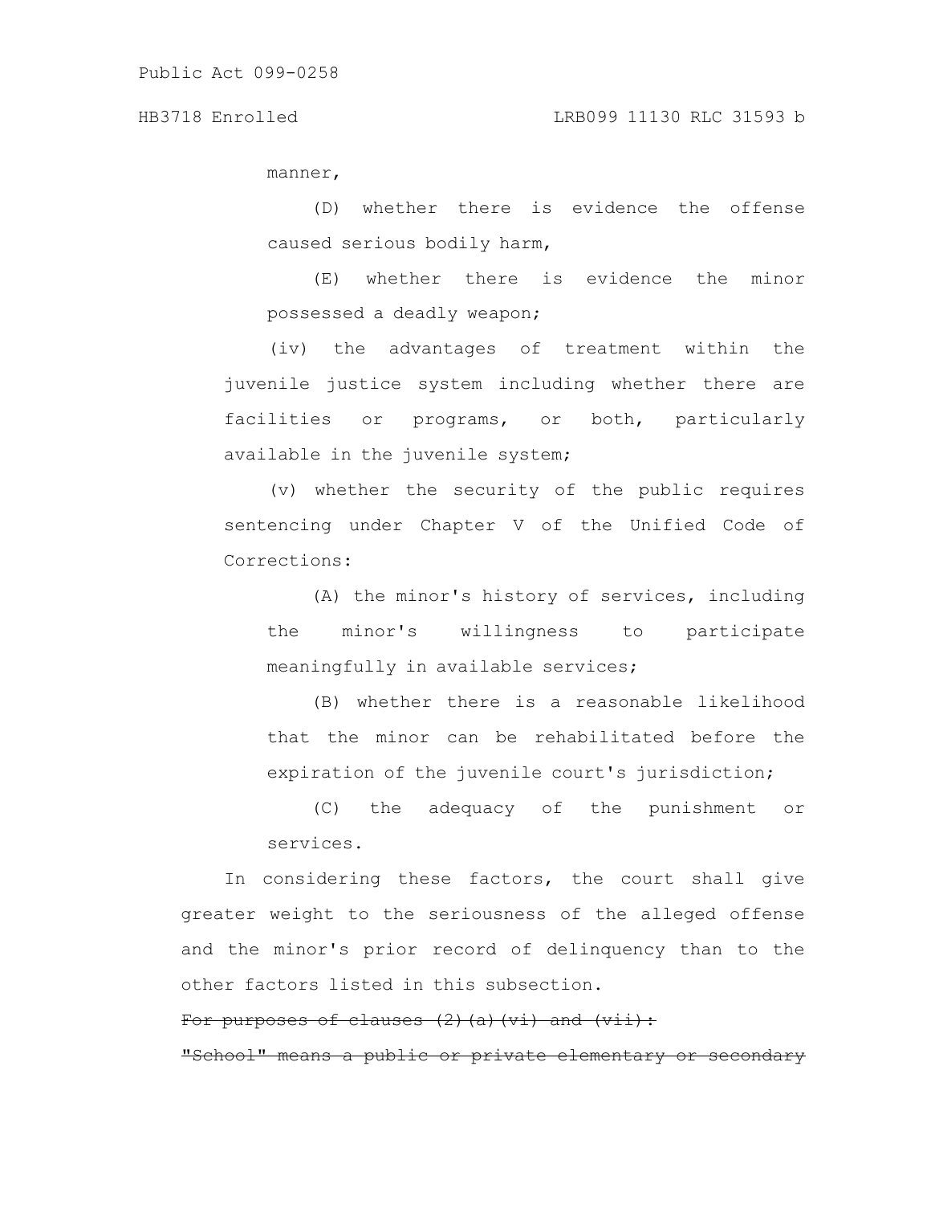manner,

(D) whether there is evidence the offense caused serious bodily harm,

(E) whether there is evidence the minor possessed a deadly weapon;

(iv) the advantages of treatment within the juvenile justice system including whether there are facilities or programs, or both, particularly available in the juvenile system;

(v) whether the security of the public requires sentencing under Chapter V of the Unified Code of Corrections:

(A) the minor's history of services, including the minor's willingness to participate meaningfully in available services;

(B) whether there is a reasonable likelihood that the minor can be rehabilitated before the expiration of the juvenile court's jurisdiction;

(C) the adequacy of the punishment or services.

In considering these factors, the court shall give greater weight to the seriousness of the alleged offense and the minor's prior record of delinquency than to the other factors listed in this subsection.

~~For purposes of clauses (2)(a)(vi) and (vii):~~

~~"School" means a public or private elementary or secondary~~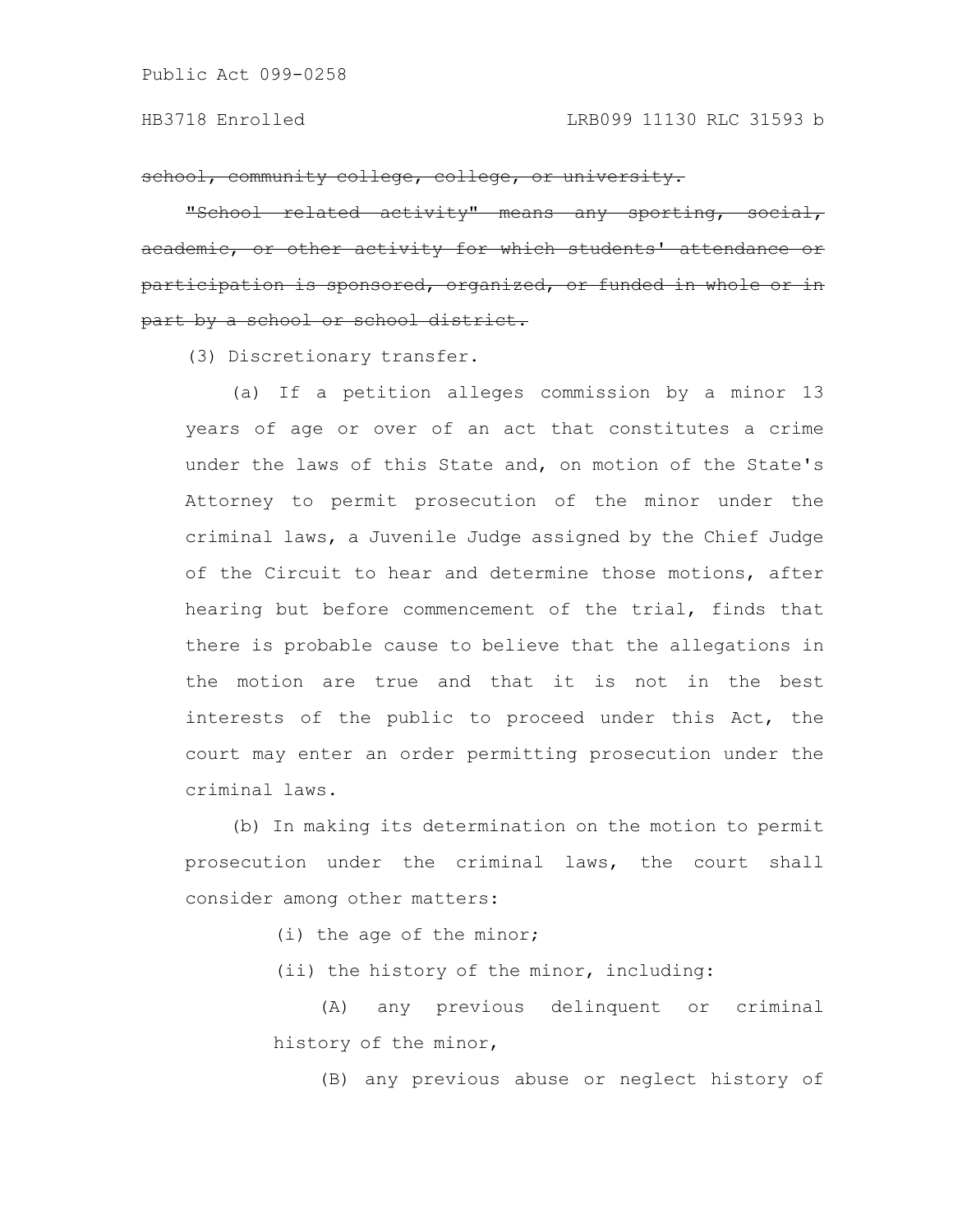~~school, community college, college, or university.~~

~~"School related activity" means any sporting, social, academic, or other activity for which students' attendance or participation is sponsored, organized, or funded in whole or in part by a school or school district.~~

(3) Discretionary transfer.

(a) If a petition alleges commission by a minor 13 years of age or over of an act that constitutes a crime under the laws of this State and, on motion of the State's Attorney to permit prosecution of the minor under the criminal laws, a Juvenile Judge assigned by the Chief Judge of the Circuit to hear and determine those motions, after hearing but before commencement of the trial, finds that there is probable cause to believe that the allegations in the motion are true and that it is not in the best interests of the public to proceed under this Act, the court may enter an order permitting prosecution under the criminal laws.

(b) In making its determination on the motion to permit prosecution under the criminal laws, the court shall consider among other matters:

(i) the age of the minor;

(ii) the history of the minor, including:

(A) any previous delinquent or criminal history of the minor,

(B) any previous abuse or neglect history of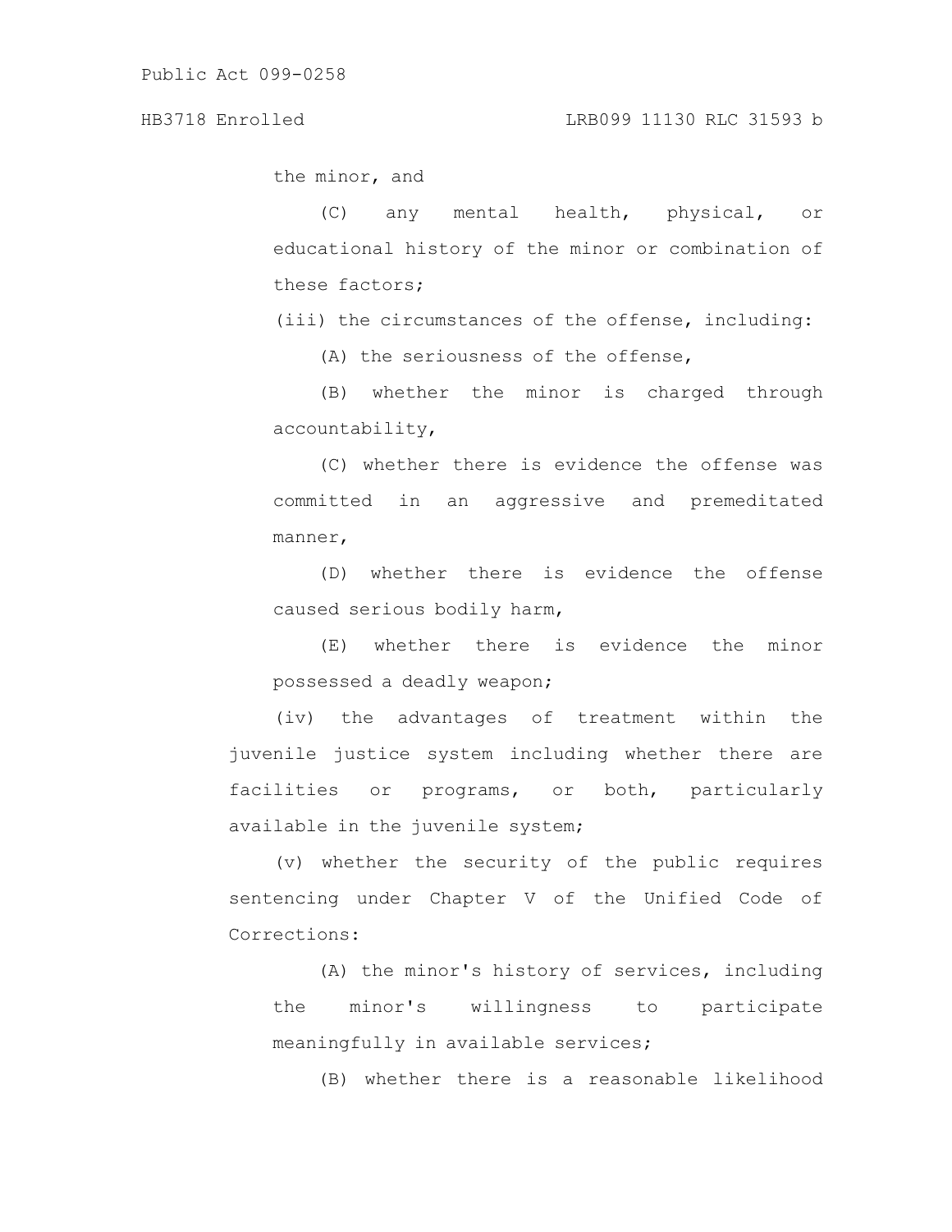the minor, and

(C) any mental health, physical, or educational history of the minor or combination of these factors;

(iii) the circumstances of the offense, including:

(A) the seriousness of the offense,

(B) whether the minor is charged through accountability,

(C) whether there is evidence the offense was committed in an aggressive and premeditated manner,

(D) whether there is evidence the offense caused serious bodily harm,

(E) whether there is evidence the minor possessed a deadly weapon;

(iv) the advantages of treatment within the juvenile justice system including whether there are facilities or programs, or both, particularly available in the juvenile system;

(v) whether the security of the public requires sentencing under Chapter V of the Unified Code of Corrections:

(A) the minor's history of services, including the minor's willingness to participate meaningfully in available services;

(B) whether there is a reasonable likelihood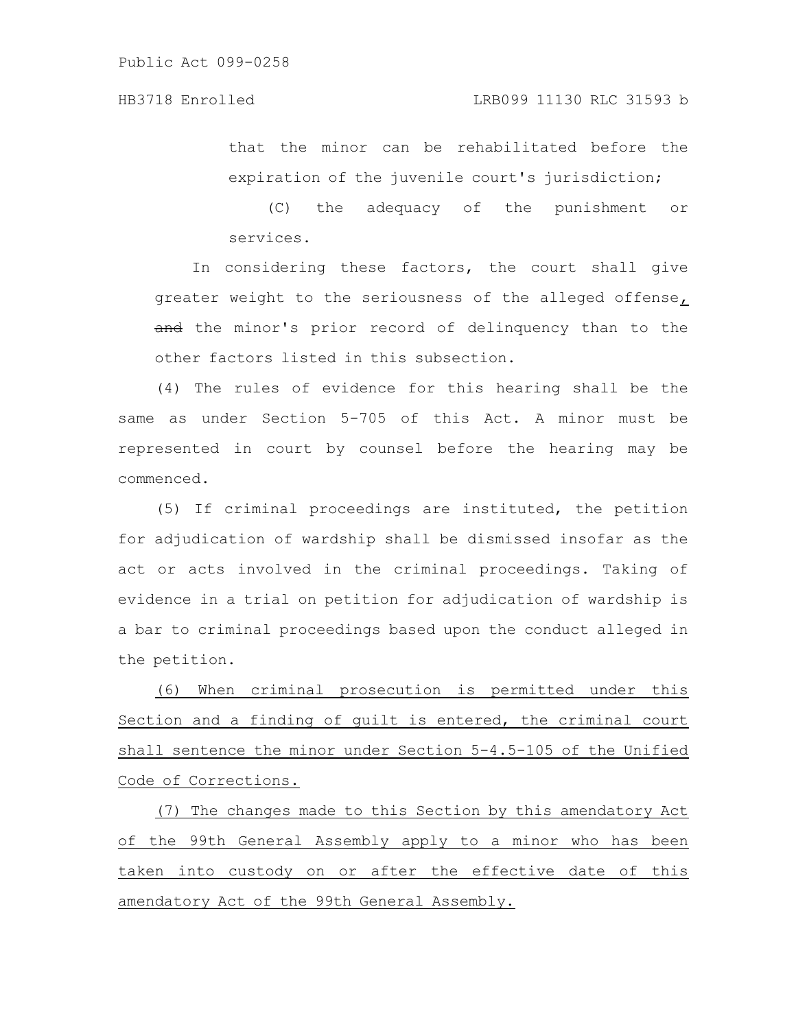that the minor can be rehabilitated before the expiration of the juvenile court's jurisdiction;

(C) the adequacy of the punishment or services.

In considering these factors, the court shall give greater weight to the seriousness of the alleged offense, ~~and~~ the minor's prior record of delinquency than to the other factors listed in this subsection.

(4) The rules of evidence for this hearing shall be the same as under Section 5-705 of this Act. A minor must be represented in court by counsel before the hearing may be commenced.

(5) If criminal proceedings are instituted, the petition for adjudication of wardship shall be dismissed insofar as the act or acts involved in the criminal proceedings. Taking of evidence in a trial on petition for adjudication of wardship is a bar to criminal proceedings based upon the conduct alleged in the petition.

<u>(6) When criminal prosecution is permitted under this Section and a finding of guilt is entered, the criminal court shall sentence the minor under Section 5-4.5-105 of the Unified Code of Corrections.</u>

<u>(7) The changes made to this Section by this amendatory Act of the 99th General Assembly apply to a minor who has been taken into custody on or after the effective date of this amendatory Act of the 99th General Assembly.</u>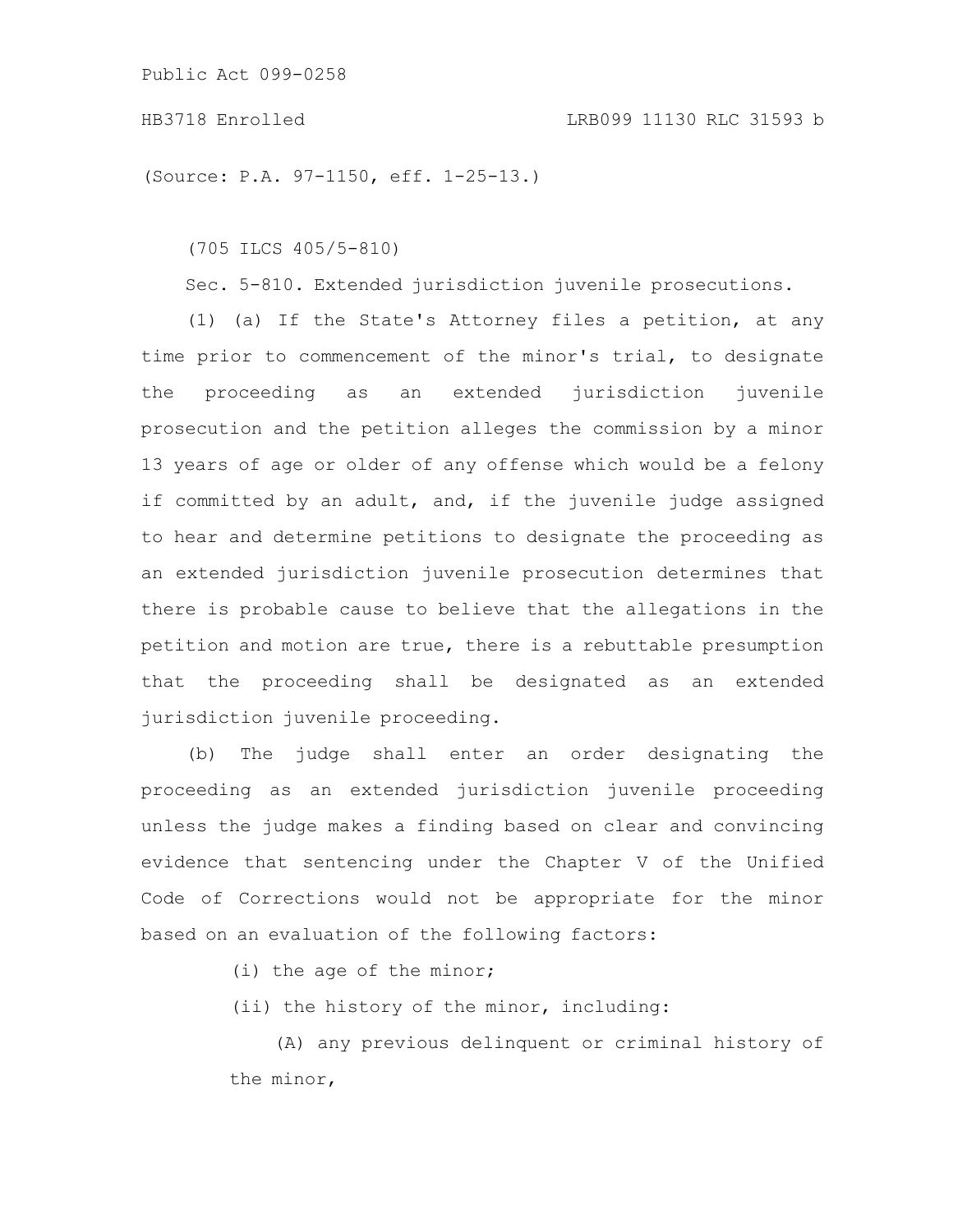(Source: P.A. 97-1150, eff. 1-25-13.)

(705 ILCS 405/5-810)

Sec. 5-810. Extended jurisdiction juvenile prosecutions.

(1) (a) If the State's Attorney files a petition, at any time prior to commencement of the minor's trial, to designate the proceeding as an extended jurisdiction juvenile prosecution and the petition alleges the commission by a minor 13 years of age or older of any offense which would be a felony if committed by an adult, and, if the juvenile judge assigned to hear and determine petitions to designate the proceeding as an extended jurisdiction juvenile prosecution determines that there is probable cause to believe that the allegations in the petition and motion are true, there is a rebuttable presumption that the proceeding shall be designated as an extended jurisdiction juvenile proceeding.

(b) The judge shall enter an order designating the proceeding as an extended jurisdiction juvenile proceeding unless the judge makes a finding based on clear and convincing evidence that sentencing under the Chapter V of the Unified Code of Corrections would not be appropriate for the minor based on an evaluation of the following factors:

(i) the age of the minor;

(ii) the history of the minor, including:

(A) any previous delinquent or criminal history of the minor,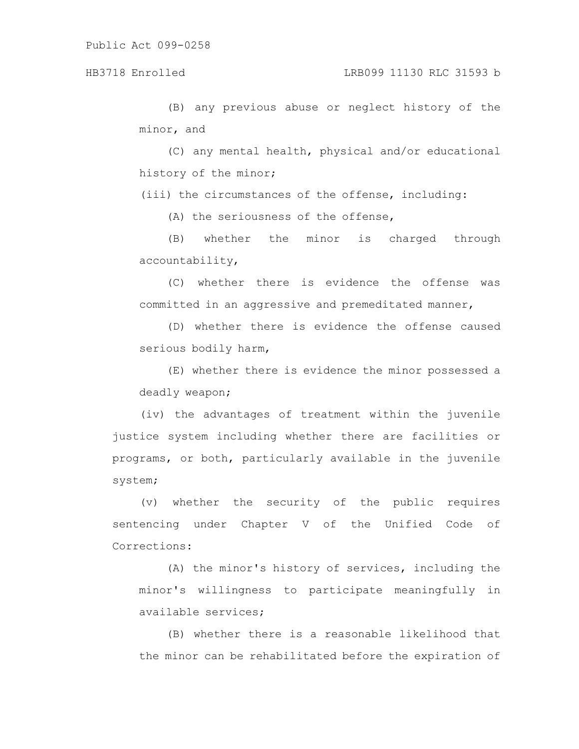(B) any previous abuse or neglect history of the minor, and

(C) any mental health, physical and/or educational history of the minor;

(iii) the circumstances of the offense, including:

(A) the seriousness of the offense,

(B) whether the minor is charged through accountability,

(C) whether there is evidence the offense was committed in an aggressive and premeditated manner,

(D) whether there is evidence the offense caused serious bodily harm,

(E) whether there is evidence the minor possessed a deadly weapon;

(iv) the advantages of treatment within the juvenile justice system including whether there are facilities or programs, or both, particularly available in the juvenile system;

(v) whether the security of the public requires sentencing under Chapter V of the Unified Code of Corrections:

(A) the minor's history of services, including the minor's willingness to participate meaningfully in available services;

(B) whether there is a reasonable likelihood that the minor can be rehabilitated before the expiration of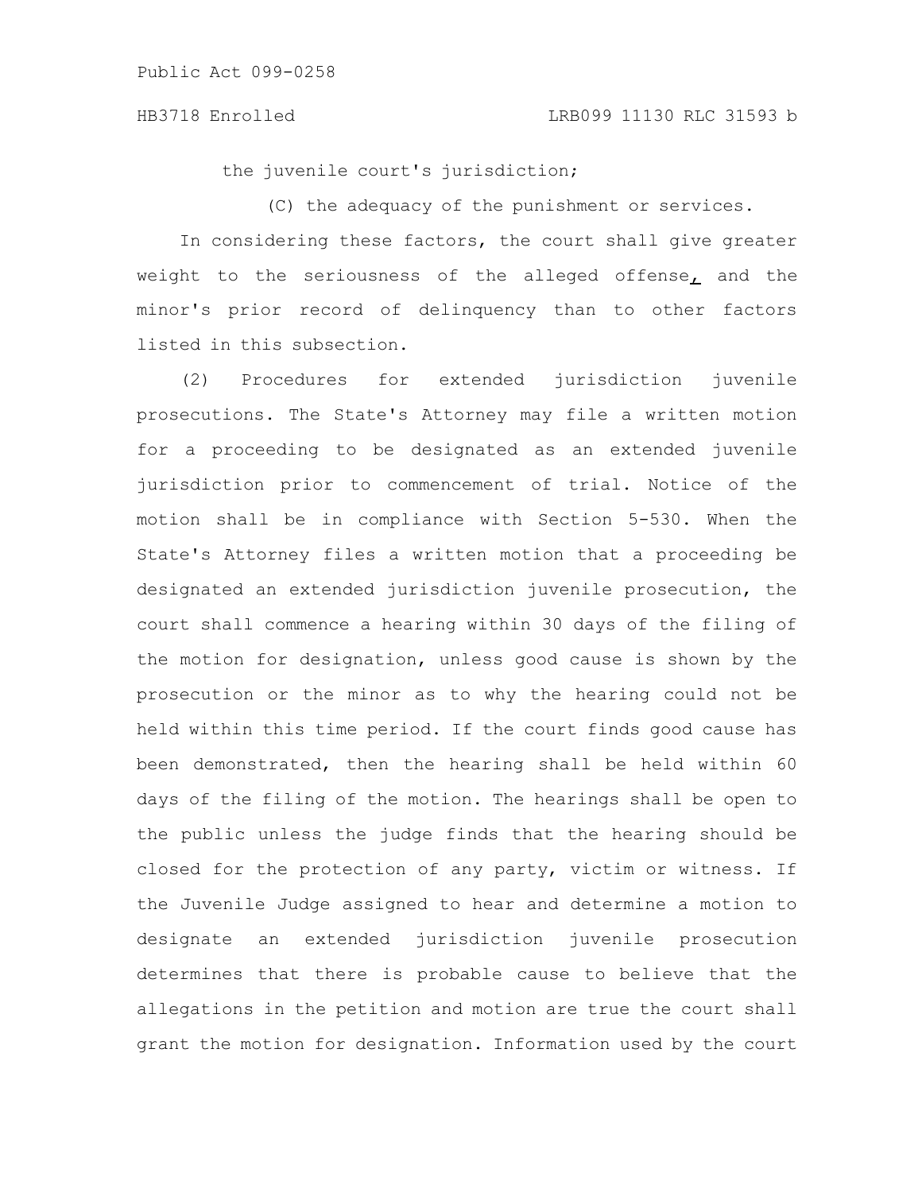the juvenile court's jurisdiction;

(C) the adequacy of the punishment or services.

In considering these factors, the court shall give greater weight to the seriousness of the alleged offense, and the minor's prior record of delinquency than to other factors listed in this subsection.

(2) Procedures for extended jurisdiction juvenile prosecutions. The State's Attorney may file a written motion for a proceeding to be designated as an extended juvenile jurisdiction prior to commencement of trial. Notice of the motion shall be in compliance with Section 5-530. When the State's Attorney files a written motion that a proceeding be designated an extended jurisdiction juvenile prosecution, the court shall commence a hearing within 30 days of the filing of the motion for designation, unless good cause is shown by the prosecution or the minor as to why the hearing could not be held within this time period. If the court finds good cause has been demonstrated, then the hearing shall be held within 60 days of the filing of the motion. The hearings shall be open to the public unless the judge finds that the hearing should be closed for the protection of any party, victim or witness. If the Juvenile Judge assigned to hear and determine a motion to designate an extended jurisdiction juvenile prosecution determines that there is probable cause to believe that the allegations in the petition and motion are true the court shall grant the motion for designation. Information used by the court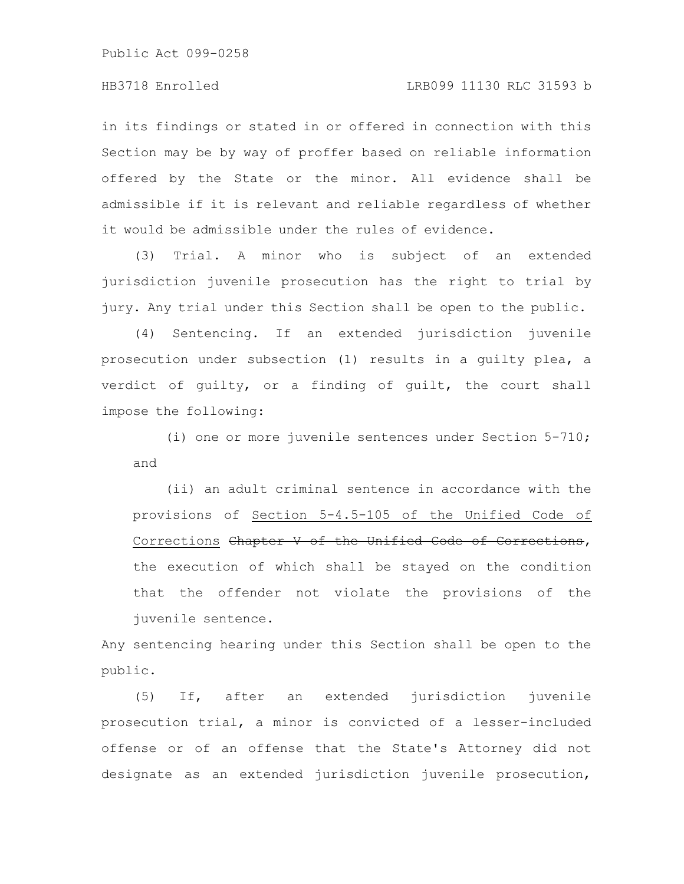in its findings or stated in or offered in connection with this Section may be by way of proffer based on reliable information offered by the State or the minor. All evidence shall be admissible if it is relevant and reliable regardless of whether it would be admissible under the rules of evidence.

(3) Trial. A minor who is subject of an extended jurisdiction juvenile prosecution has the right to trial by jury. Any trial under this Section shall be open to the public.

(4) Sentencing. If an extended jurisdiction juvenile prosecution under subsection (1) results in a guilty plea, a verdict of guilty, or a finding of guilt, the court shall impose the following:

(i) one or more juvenile sentences under Section 5-710; and

(ii) an adult criminal sentence in accordance with the provisions of <u>Section 5-4.5-105 of the Unified Code of Corrections</u> ~~Chapter V of the Unified Code of Corrections~~, the execution of which shall be stayed on the condition that the offender not violate the provisions of the juvenile sentence.

Any sentencing hearing under this Section shall be open to the public.

(5) If, after an extended jurisdiction juvenile prosecution trial, a minor is convicted of a lesser-included offense or of an offense that the State's Attorney did not designate as an extended jurisdiction juvenile prosecution,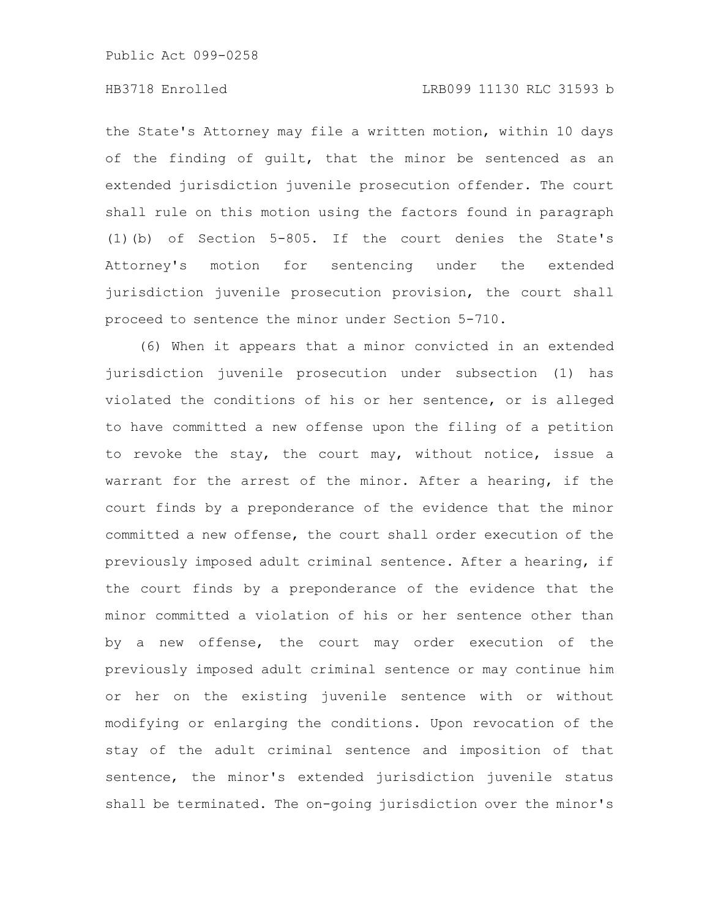the State's Attorney may file a written motion, within 10 days of the finding of guilt, that the minor be sentenced as an extended jurisdiction juvenile prosecution offender. The court shall rule on this motion using the factors found in paragraph (1)(b) of Section 5-805. If the court denies the State's Attorney's motion for sentencing under the extended jurisdiction juvenile prosecution provision, the court shall proceed to sentence the minor under Section 5-710.

(6) When it appears that a minor convicted in an extended jurisdiction juvenile prosecution under subsection (1) has violated the conditions of his or her sentence, or is alleged to have committed a new offense upon the filing of a petition to revoke the stay, the court may, without notice, issue a warrant for the arrest of the minor. After a hearing, if the court finds by a preponderance of the evidence that the minor committed a new offense, the court shall order execution of the previously imposed adult criminal sentence. After a hearing, if the court finds by a preponderance of the evidence that the minor committed a violation of his or her sentence other than by a new offense, the court may order execution of the previously imposed adult criminal sentence or may continue him or her on the existing juvenile sentence with or without modifying or enlarging the conditions. Upon revocation of the stay of the adult criminal sentence and imposition of that sentence, the minor's extended jurisdiction juvenile status shall be terminated. The on-going jurisdiction over the minor's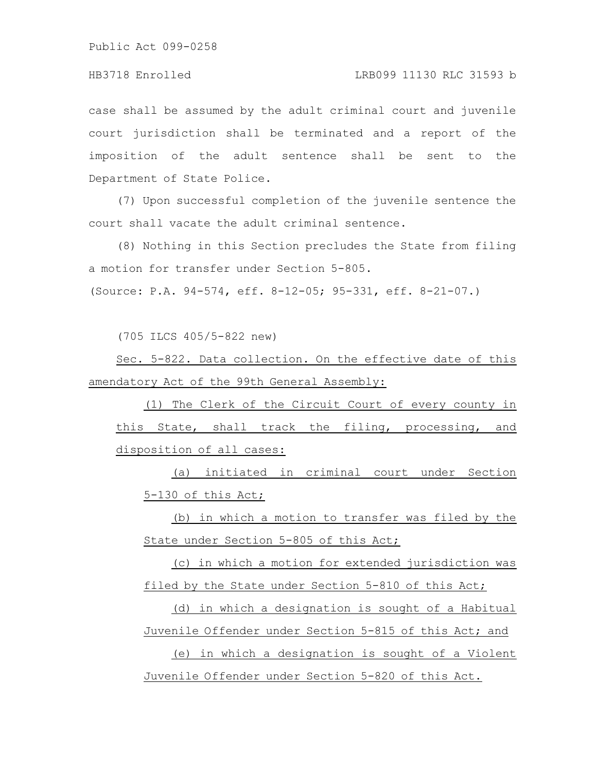case shall be assumed by the adult criminal court and juvenile court jurisdiction shall be terminated and a report of the imposition of the adult sentence shall be sent to the Department of State Police.

(7) Upon successful completion of the juvenile sentence the court shall vacate the adult criminal sentence.

(8) Nothing in this Section precludes the State from filing a motion for transfer under Section 5-805.

(Source: P.A. 94-574, eff. 8-12-05; 95-331, eff. 8-21-07.)

(705 ILCS 405/5-822 new)

Sec. 5-822. Data collection. On the effective date of this amendatory Act of the 99th General Assembly:

(1) The Clerk of the Circuit Court of every county in this State, shall track the filing, processing, and disposition of all cases:

(a) initiated in criminal court under Section 5-130 of this Act;

(b) in which a motion to transfer was filed by the State under Section 5-805 of this Act;

(c) in which a motion for extended jurisdiction was filed by the State under Section 5-810 of this Act;

(d) in which a designation is sought of a Habitual Juvenile Offender under Section 5-815 of this Act; and

(e) in which a designation is sought of a Violent Juvenile Offender under Section 5-820 of this Act.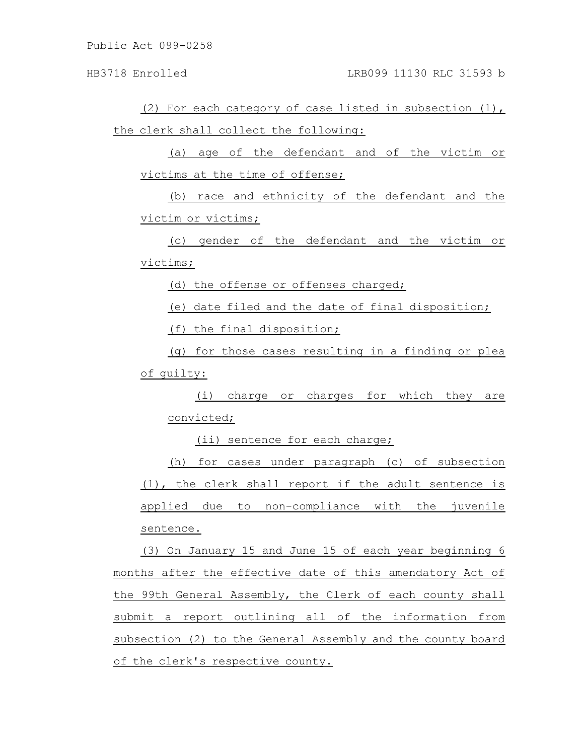(2) For each category of case listed in subsection (1), the clerk shall collect the following:

(a) age of the defendant and of the victim or victims at the time of offense;

(b) race and ethnicity of the defendant and the victim or victims;

(c) gender of the defendant and the victim or victims;

(d) the offense or offenses charged;

(e) date filed and the date of final disposition;

(f) the final disposition;

(g) for those cases resulting in a finding or plea of guilty:

(i) charge or charges for which they are convicted;

(ii) sentence for each charge;

(h) for cases under paragraph (c) of subsection (1), the clerk shall report if the adult sentence is applied due to non-compliance with the juvenile sentence.

(3) On January 15 and June 15 of each year beginning 6 months after the effective date of this amendatory Act of the 99th General Assembly, the Clerk of each county shall submit a report outlining all of the information from subsection (2) to the General Assembly and the county board of the clerk's respective county.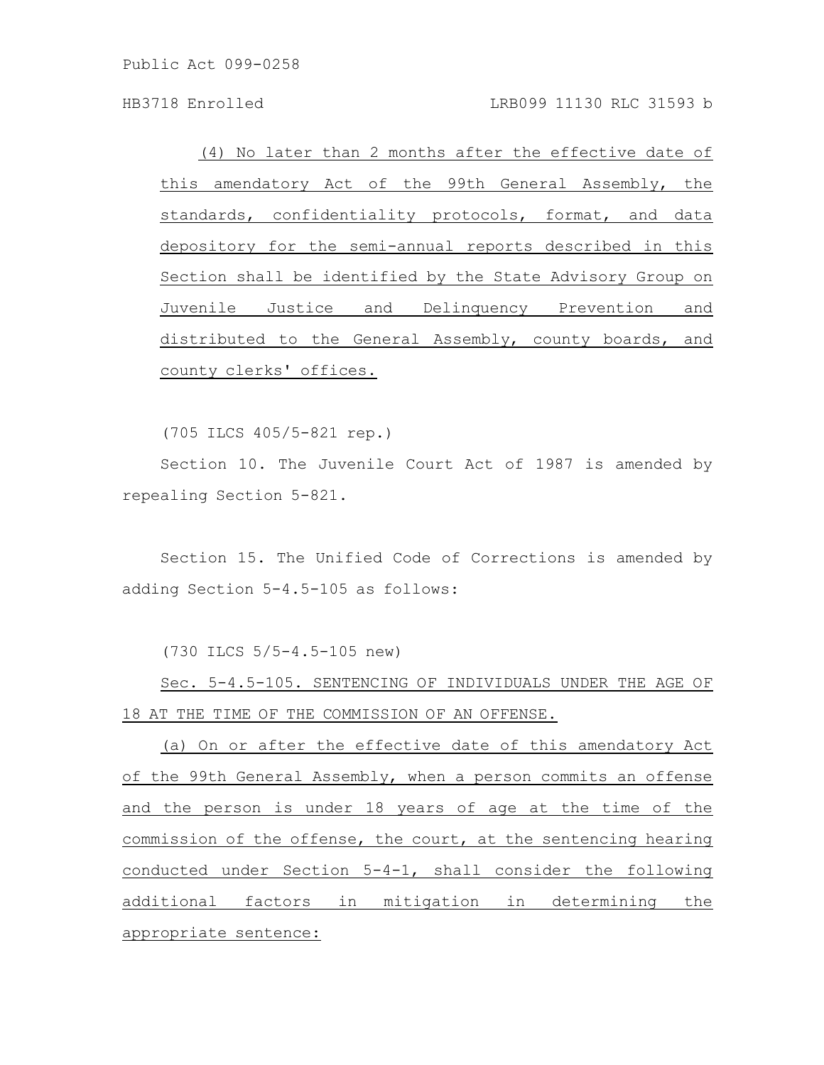(4) No later than 2 months after the effective date of this amendatory Act of the 99th General Assembly, the standards, confidentiality protocols, format, and data depository for the semi-annual reports described in this Section shall be identified by the State Advisory Group on Juvenile Justice and Delinquency Prevention and distributed to the General Assembly, county boards, and county clerks' offices.

(705 ILCS 405/5-821 rep.)

Section 10. The Juvenile Court Act of 1987 is amended by repealing Section 5-821.

Section 15. The Unified Code of Corrections is amended by adding Section 5-4.5-105 as follows:

(730 ILCS 5/5-4.5-105 new)

Sec. 5-4.5-105. SENTENCING OF INDIVIDUALS UNDER THE AGE OF 18 AT THE TIME OF THE COMMISSION OF AN OFFENSE.

(a) On or after the effective date of this amendatory Act of the 99th General Assembly, when a person commits an offense and the person is under 18 years of age at the time of the commission of the offense, the court, at the sentencing hearing conducted under Section 5-4-1, shall consider the following additional factors in mitigation in determining the appropriate sentence: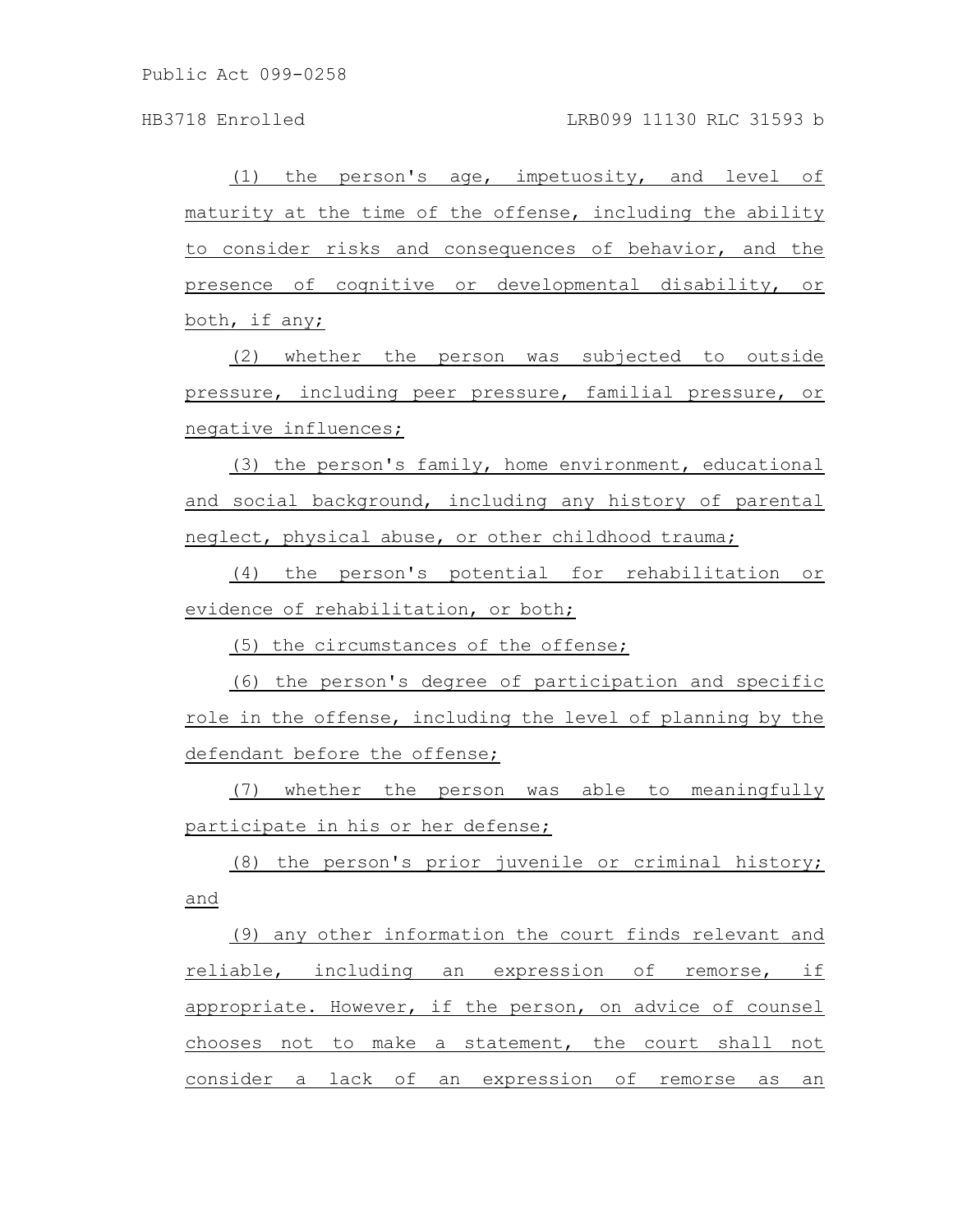(1) the person's age, impetuosity, and level of maturity at the time of the offense, including the ability to consider risks and consequences of behavior, and the presence of cognitive or developmental disability, or both, if any;

(2) whether the person was subjected to outside pressure, including peer pressure, familial pressure, or negative influences;

(3) the person's family, home environment, educational and social background, including any history of parental neglect, physical abuse, or other childhood trauma;

(4) the person's potential for rehabilitation or evidence of rehabilitation, or both;

(5) the circumstances of the offense;

(6) the person's degree of participation and specific role in the offense, including the level of planning by the defendant before the offense;

(7) whether the person was able to meaningfully participate in his or her defense;

(8) the person's prior juvenile or criminal history; and

(9) any other information the court finds relevant and reliable, including an expression of remorse, if appropriate. However, if the person, on advice of counsel chooses not to make a statement, the court shall not consider a lack of an expression of remorse as an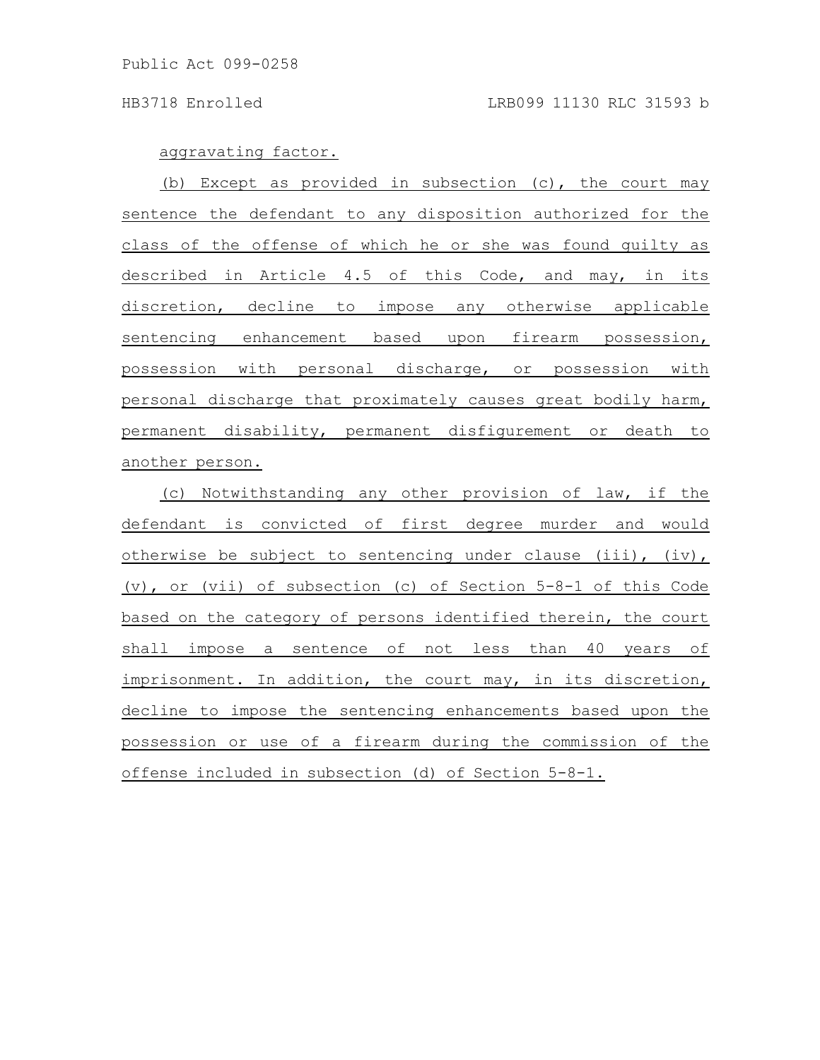aggravating factor.

(b) Except as provided in subsection (c), the court may sentence the defendant to any disposition authorized for the class of the offense of which he or she was found guilty as described in Article 4.5 of this Code, and may, in its discretion, decline to impose any otherwise applicable sentencing enhancement based upon firearm possession, possession with personal discharge, or possession with personal discharge that proximately causes great bodily harm, permanent disability, permanent disfigurement or death to another person.

(c) Notwithstanding any other provision of law, if the defendant is convicted of first degree murder and would otherwise be subject to sentencing under clause (iii), (iv), (v), or (vii) of subsection (c) of Section 5-8-1 of this Code based on the category of persons identified therein, the court shall impose a sentence of not less than 40 years of imprisonment. In addition, the court may, in its discretion, decline to impose the sentencing enhancements based upon the possession or use of a firearm during the commission of the offense included in subsection (d) of Section 5-8-1.